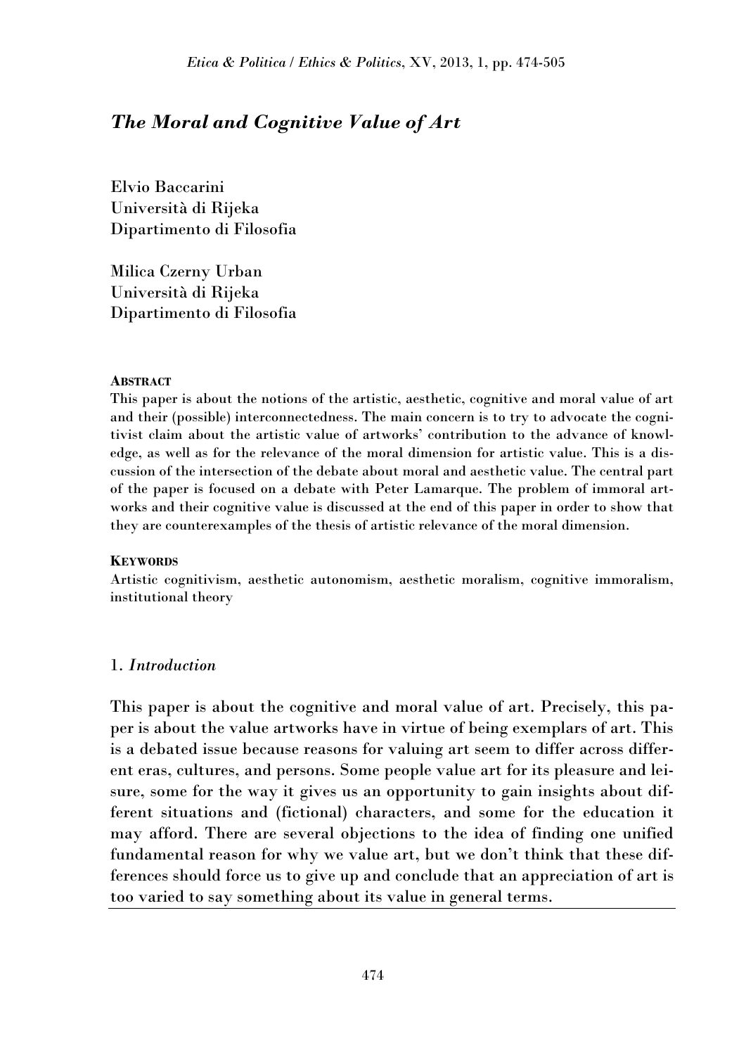# *The Moral and Cognitive Value of Art*

Elvio Baccarini
Università di Rijeka
Dipartimento di Filosofia

Milica Czerny Urban
Università di Rijeka
Dipartimento di Filosofia

**ABSTRACT**

This paper is about the notions of the artistic, aesthetic, cognitive and moral value of art and their (possible) interconnectedness. The main concern is to try to advocate the cognitivist claim about the artistic value of artworks' contribution to the advance of knowledge, as well as for the relevance of the moral dimension for artistic value. This is a discussion of the intersection of the debate about moral and aesthetic value. The central part of the paper is focused on a debate with Peter Lamarque. The problem of immoral artworks and their cognitive value is discussed at the end of this paper in order to show that they are counterexamples of the thesis of artistic relevance of the moral dimension.

**KEYWORDS**

Artistic cognitivism, aesthetic autonomism, aesthetic moralism, cognitive immoralism, institutional theory

## 1. *Introduction*

This paper is about the cognitive and moral value of art. Precisely, this paper is about the value artworks have in virtue of being exemplars of art. This is a debated issue because reasons for valuing art seem to differ across different eras, cultures, and persons. Some people value art for its pleasure and leisure, some for the way it gives us an opportunity to gain insights about different situations and (fictional) characters, and some for the education it may afford. There are several objections to the idea of finding one unified fundamental reason for why we value art, but we don't think that these differences should force us to give up and conclude that an appreciation of art is too varied to say something about its value in general terms.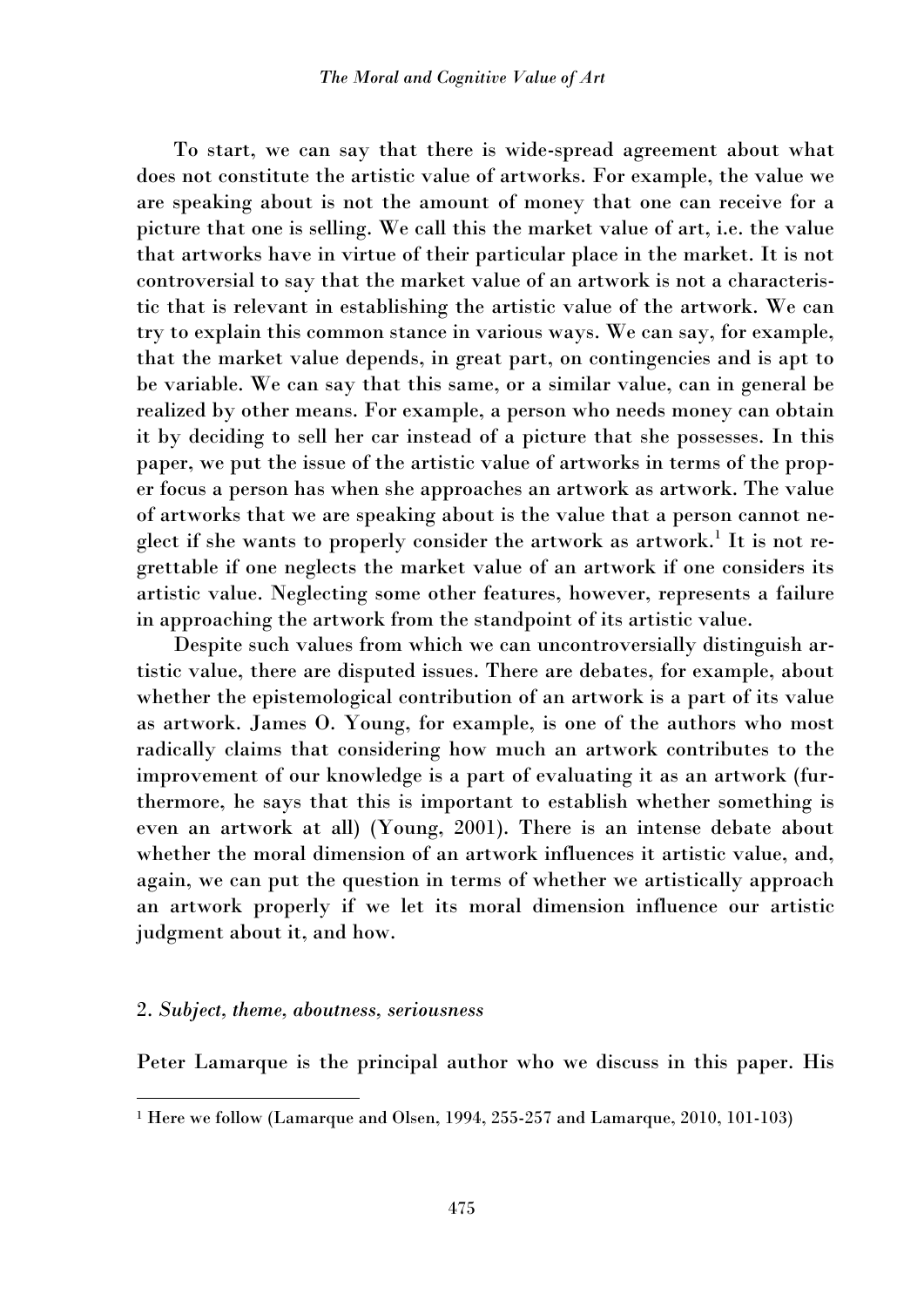To start, we can say that there is wide-spread agreement about what does not constitute the artistic value of artworks. For example, the value we are speaking about is not the amount of money that one can receive for a picture that one is selling. We call this the market value of art, i.e. the value that artworks have in virtue of their particular place in the market. It is not controversial to say that the market value of an artwork is not a characteristic that is relevant in establishing the artistic value of the artwork. We can try to explain this common stance in various ways. We can say, for example, that the market value depends, in great part, on contingencies and is apt to be variable. We can say that this same, or a similar value, can in general be realized by other means. For example, a person who needs money can obtain it by deciding to sell her car instead of a picture that she possesses. In this paper, we put the issue of the artistic value of artworks in terms of the proper focus a person has when she approaches an artwork as artwork. The value of artworks that we are speaking about is the value that a person cannot neglect if she wants to properly consider the artwork as artwork.[1] It is not regrettable if one neglects the market value of an artwork if one considers its artistic value. Neglecting some other features, however, represents a failure in approaching the artwork from the standpoint of its artistic value.

Despite such values from which we can uncontroversially distinguish artistic value, there are disputed issues. There are debates, for example, about whether the epistemological contribution of an artwork is a part of its value as artwork. James O. Young, for example, is one of the authors who most radically claims that considering how much an artwork contributes to the improvement of our knowledge is a part of evaluating it as an artwork (furthermore, he says that this is important to establish whether something is even an artwork at all) (Young, 2001). There is an intense debate about whether the moral dimension of an artwork influences it artistic value, and, again, we can put the question in terms of whether we artistically approach an artwork properly if we let its moral dimension influence our artistic judgment about it, and how.

## 2. *Subject, theme, aboutness, seriousness*

Peter Lamarque is the principal author who we discuss in this paper. His

[1] Here we follow (Lamarque and Olsen, 1994, 255-257 and Lamarque, 2010, 101-103)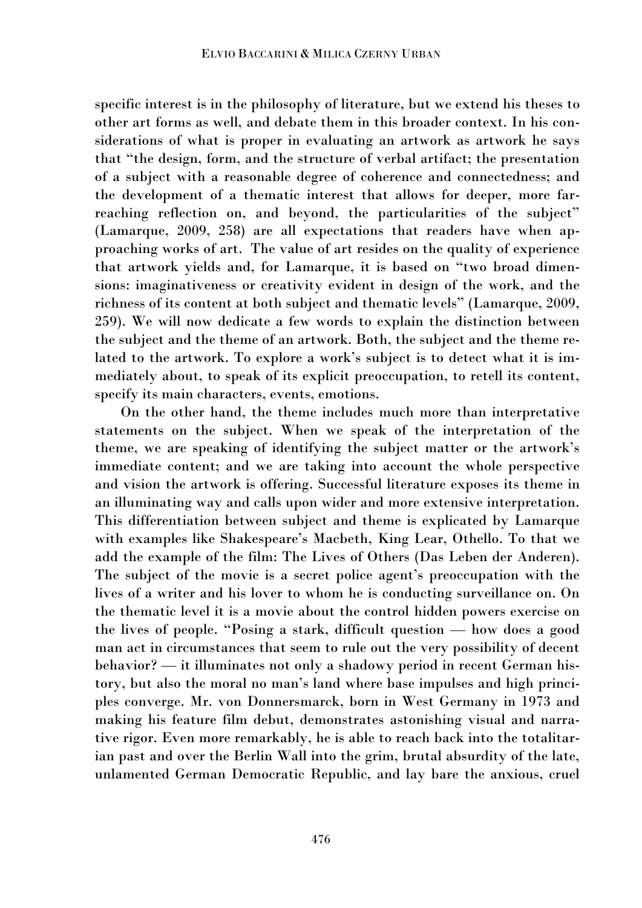specific interest is in the philosophy of literature, but we extend his theses to other art forms as well, and debate them in this broader context. In his considerations of what is proper in evaluating an artwork as artwork he says that "the design, form, and the structure of verbal artifact; the presentation of a subject with a reasonable degree of coherence and connectedness; and the development of a thematic interest that allows for deeper, more far-reaching reflection on, and beyond, the particularities of the subject" (Lamarque, 2009, 258) are all expectations that readers have when approaching works of art. The value of art resides on the quality of experience that artwork yields and, for Lamarque, it is based on "two broad dimensions: imaginativeness or creativity evident in design of the work, and the richness of its content at both subject and thematic levels" (Lamarque, 2009, 259). We will now dedicate a few words to explain the distinction between the subject and the theme of an artwork. Both, the subject and the theme related to the artwork. To explore a work's subject is to detect what it is immediately about, to speak of its explicit preoccupation, to retell its content, specify its main characters, events, emotions.

On the other hand, the theme includes much more than interpretative statements on the subject. When we speak of the interpretation of the theme, we are speaking of identifying the subject matter or the artwork's immediate content; and we are taking into account the whole perspective and vision the artwork is offering. Successful literature exposes its theme in an illuminating way and calls upon wider and more extensive interpretation. This differentiation between subject and theme is explicated by Lamarque with examples like Shakespeare's Macbeth, King Lear, Othello. To that we add the example of the film: The Lives of Others (Das Leben der Anderen). The subject of the movie is a secret police agent's preoccupation with the lives of a writer and his lover to whom he is conducting surveillance on. On the thematic level it is a movie about the control hidden powers exercise on the lives of people. "Posing a stark, difficult question — how does a good man act in circumstances that seem to rule out the very possibility of decent behavior? — it illuminates not only a shadowy period in recent German history, but also the moral no man's land where base impulses and high principles converge. Mr. von Donnersmarck, born in West Germany in 1973 and making his feature film debut, demonstrates astonishing visual and narrative rigor. Even more remarkably, he is able to reach back into the totalitarian past and over the Berlin Wall into the grim, brutal absurdity of the late, unlamented German Democratic Republic, and lay bare the anxious, cruel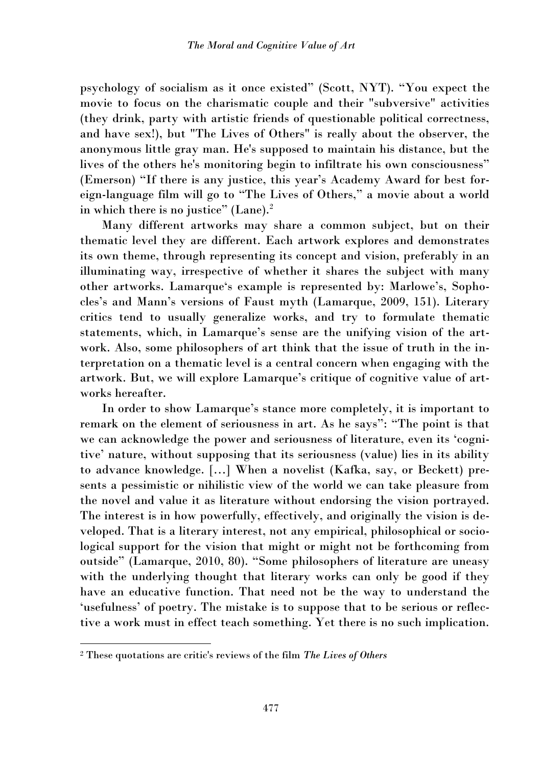psychology of socialism as it once existed" (Scott, NYT). "You expect the movie to focus on the charismatic couple and their "subversive" activities (they drink, party with artistic friends of questionable political correctness, and have sex!), but "The Lives of Others" is really about the observer, the anonymous little gray man. He's supposed to maintain his distance, but the lives of the others he's monitoring begin to infiltrate his own consciousness" (Emerson) "If there is any justice, this year's Academy Award for best foreign-language film will go to "The Lives of Others," a movie about a world in which there is no justice" (Lane).[2]

Many different artworks may share a common subject, but on their thematic level they are different. Each artwork explores and demonstrates its own theme, through representing its concept and vision, preferably in an illuminating way, irrespective of whether it shares the subject with many other artworks. Lamarque's example is represented by: Marlowe's, Sophocles's and Mann's versions of Faust myth (Lamarque, 2009, 151). Literary critics tend to usually generalize works, and try to formulate thematic statements, which, in Lamarque's sense are the unifying vision of the artwork. Also, some philosophers of art think that the issue of truth in the interpretation on a thematic level is a central concern when engaging with the artwork. But, we will explore Lamarque's critique of cognitive value of artworks hereafter.

In order to show Lamarque's stance more completely, it is important to remark on the element of seriousness in art. As he says": "The point is that we can acknowledge the power and seriousness of literature, even its 'cognitive' nature, without supposing that its seriousness (value) lies in its ability to advance knowledge. […] When a novelist (Kafka, say, or Beckett) presents a pessimistic or nihilistic view of the world we can take pleasure from the novel and value it as literature without endorsing the vision portrayed. The interest is in how powerfully, effectively, and originally the vision is developed. That is a literary interest, not any empirical, philosophical or sociological support for the vision that might or might not be forthcoming from outside" (Lamarque, 2010, 80). "Some philosophers of literature are uneasy with the underlying thought that literary works can only be good if they have an educative function. That need not be the way to understand the 'usefulness' of poetry. The mistake is to suppose that to be serious or reflective a work must in effect teach something. Yet there is no such implication.

---

[2] These quotations are critic's reviews of the film *The Lives of Others*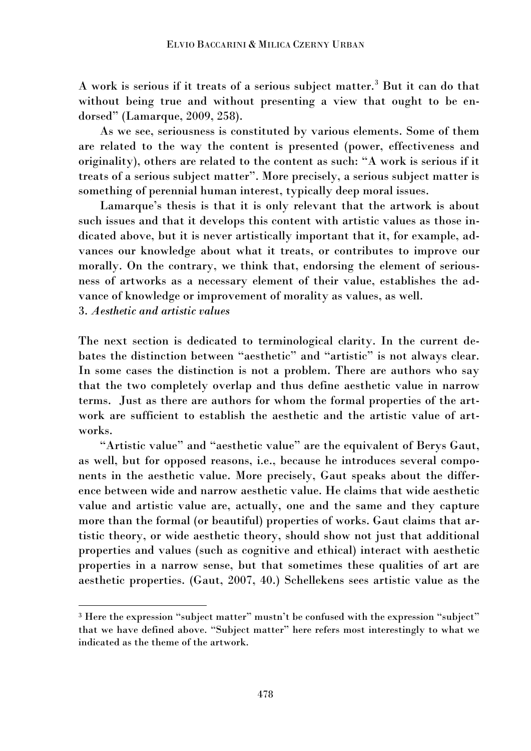A work is serious if it treats of a serious subject matter.[3] But it can do that without being true and without presenting a view that ought to be endorsed" (Lamarque, 2009, 258).

As we see, seriousness is constituted by various elements. Some of them are related to the way the content is presented (power, effectiveness and originality), others are related to the content as such: "A work is serious if it treats of a serious subject matter". More precisely, a serious subject matter is something of perennial human interest, typically deep moral issues.

Lamarque's thesis is that it is only relevant that the artwork is about such issues and that it develops this content with artistic values as those indicated above, but it is never artistically important that it, for example, advances our knowledge about what it treats, or contributes to improve our morally. On the contrary, we think that, endorsing the element of seriousness of artworks as a necessary element of their value, establishes the advance of knowledge or improvement of morality as values, as well.

## 3. *Aesthetic and artistic values*

The next section is dedicated to terminological clarity. In the current debates the distinction between "aesthetic" and "artistic" is not always clear. In some cases the distinction is not a problem. There are authors who say that the two completely overlap and thus define aesthetic value in narrow terms. Just as there are authors for whom the formal properties of the artwork are sufficient to establish the aesthetic and the artistic value of artworks.

"Artistic value" and "aesthetic value" are the equivalent of Berys Gaut, as well, but for opposed reasons, i.e., because he introduces several components in the aesthetic value. More precisely, Gaut speaks about the difference between wide and narrow aesthetic value. He claims that wide aesthetic value and artistic value are, actually, one and the same and they capture more than the formal (or beautiful) properties of works. Gaut claims that artistic theory, or wide aesthetic theory, should show not just that additional properties and values (such as cognitive and ethical) interact with aesthetic properties in a narrow sense, but that sometimes these qualities of art are aesthetic properties. (Gaut, 2007, 40.) Schellekens sees artistic value as the

---

[3] Here the expression "subject matter" mustn't be confused with the expression "subject" that we have defined above. "Subject matter" here refers most interestingly to what we indicated as the theme of the artwork.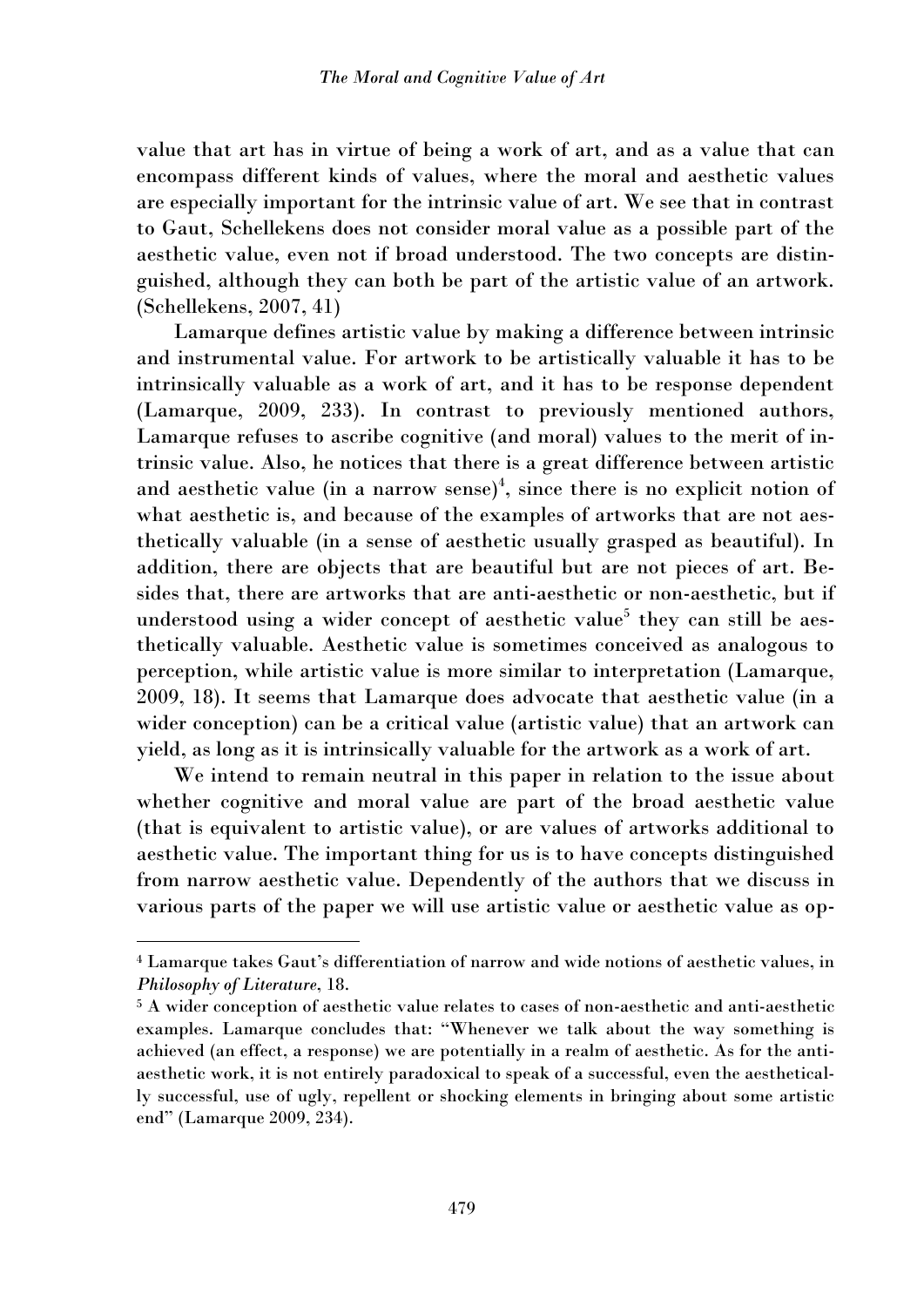value that art has in virtue of being a work of art, and as a value that can encompass different kinds of values, where the moral and aesthetic values are especially important for the intrinsic value of art. We see that in contrast to Gaut, Schellekens does not consider moral value as a possible part of the aesthetic value, even not if broad understood. The two concepts are distinguished, although they can both be part of the artistic value of an artwork. (Schellekens, 2007, 41)

Lamarque defines artistic value by making a difference between intrinsic and instrumental value. For artwork to be artistically valuable it has to be intrinsically valuable as a work of art, and it has to be response dependent (Lamarque, 2009, 233). In contrast to previously mentioned authors, Lamarque refuses to ascribe cognitive (and moral) values to the merit of intrinsic value. Also, he notices that there is a great difference between artistic and aesthetic value (in a narrow sense)[4], since there is no explicit notion of what aesthetic is, and because of the examples of artworks that are not aesthetically valuable (in a sense of aesthetic usually grasped as beautiful). In addition, there are objects that are beautiful but are not pieces of art. Besides that, there are artworks that are anti-aesthetic or non-aesthetic, but if understood using a wider concept of aesthetic value[5] they can still be aesthetically valuable. Aesthetic value is sometimes conceived as analogous to perception, while artistic value is more similar to interpretation (Lamarque, 2009, 18). It seems that Lamarque does advocate that aesthetic value (in a wider conception) can be a critical value (artistic value) that an artwork can yield, as long as it is intrinsically valuable for the artwork as a work of art.

We intend to remain neutral in this paper in relation to the issue about whether cognitive and moral value are part of the broad aesthetic value (that is equivalent to artistic value), or are values of artworks additional to aesthetic value. The important thing for us is to have concepts distinguished from narrow aesthetic value. Dependently of the authors that we discuss in various parts of the paper we will use artistic value or aesthetic value as op-

---

[4] Lamarque takes Gaut's differentiation of narrow and wide notions of aesthetic values, in *Philosophy of Literature*, 18.

[5] A wider conception of aesthetic value relates to cases of non-aesthetic and anti-aesthetic examples. Lamarque concludes that: "Whenever we talk about the way something is achieved (an effect, a response) we are potentially in a realm of aesthetic. As for the anti-aesthetic work, it is not entirely paradoxical to speak of a successful, even the aesthetically successful, use of ugly, repellent or shocking elements in bringing about some artistic end" (Lamarque 2009, 234).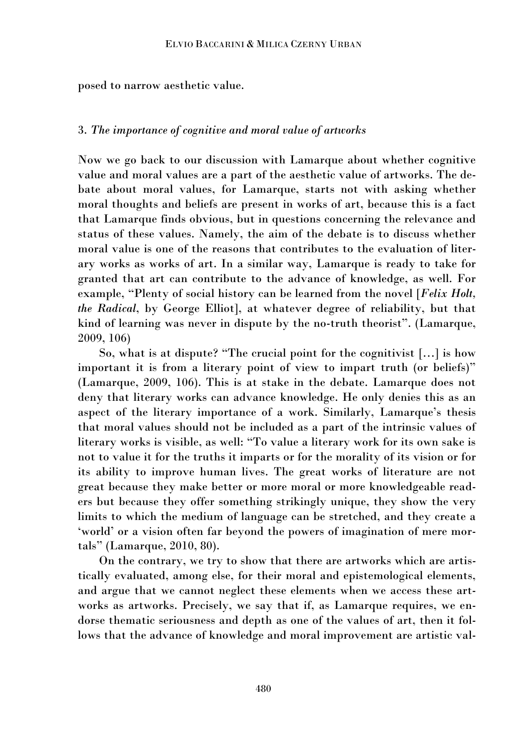posed to narrow aesthetic value.

### 3. *The importance of cognitive and moral value of artworks*

Now we go back to our discussion with Lamarque about whether cognitive value and moral values are a part of the aesthetic value of artworks. The debate about moral values, for Lamarque, starts not with asking whether moral thoughts and beliefs are present in works of art, because this is a fact that Lamarque finds obvious, but in questions concerning the relevance and status of these values. Namely, the aim of the debate is to discuss whether moral value is one of the reasons that contributes to the evaluation of literary works as works of art. In a similar way, Lamarque is ready to take for granted that art can contribute to the advance of knowledge, as well. For example, "Plenty of social history can be learned from the novel [*Felix Holt, the Radical*, by George Elliot], at whatever degree of reliability, but that kind of learning was never in dispute by the no-truth theorist". (Lamarque, 2009, 106)

So, what is at dispute? "The crucial point for the cognitivist […] is how important it is from a literary point of view to impart truth (or beliefs)" (Lamarque, 2009, 106). This is at stake in the debate. Lamarque does not deny that literary works can advance knowledge. He only denies this as an aspect of the literary importance of a work. Similarly, Lamarque's thesis that moral values should not be included as a part of the intrinsic values of literary works is visible, as well: "To value a literary work for its own sake is not to value it for the truths it imparts or for the morality of its vision or for its ability to improve human lives. The great works of literature are not great because they make better or more moral or more knowledgeable readers but because they offer something strikingly unique, they show the very limits to which the medium of language can be stretched, and they create a 'world' or a vision often far beyond the powers of imagination of mere mortals" (Lamarque, 2010, 80).

On the contrary, we try to show that there are artworks which are artistically evaluated, among else, for their moral and epistemological elements, and argue that we cannot neglect these elements when we access these artworks as artworks. Precisely, we say that if, as Lamarque requires, we endorse thematic seriousness and depth as one of the values of art, then it follows that the advance of knowledge and moral improvement are artistic val-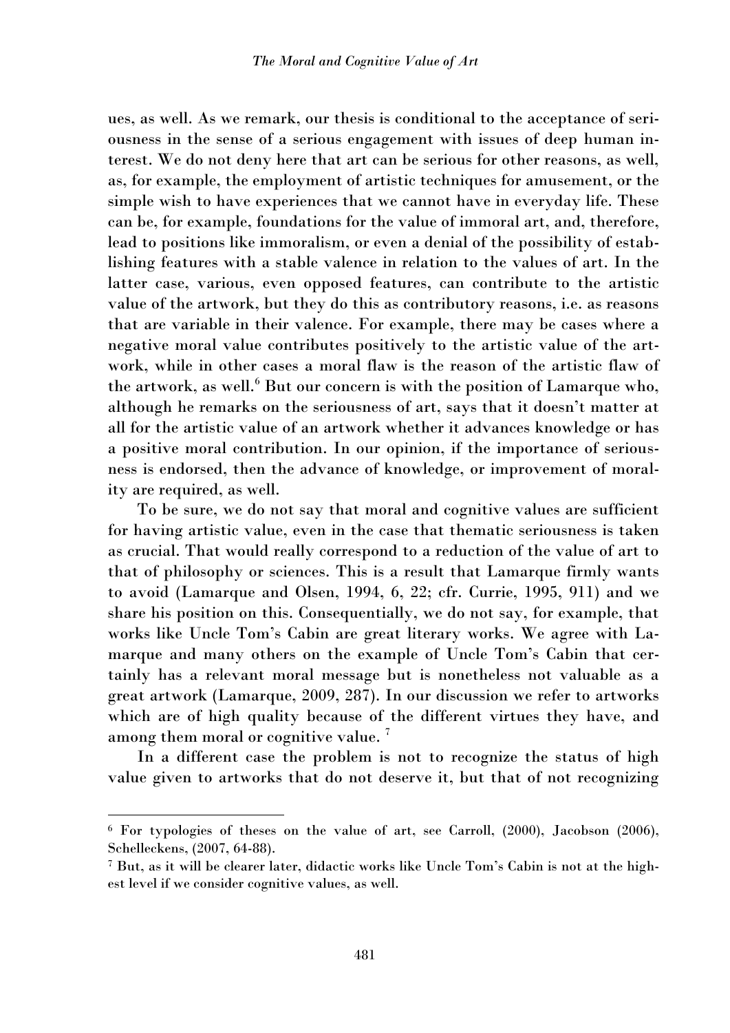ues, as well. As we remark, our thesis is conditional to the acceptance of seriousness in the sense of a serious engagement with issues of deep human interest. We do not deny here that art can be serious for other reasons, as well, as, for example, the employment of artistic techniques for amusement, or the simple wish to have experiences that we cannot have in everyday life. These can be, for example, foundations for the value of immoral art, and, therefore, lead to positions like immoralism, or even a denial of the possibility of establishing features with a stable valence in relation to the values of art. In the latter case, various, even opposed features, can contribute to the artistic value of the artwork, but they do this as contributory reasons, i.e. as reasons that are variable in their valence. For example, there may be cases where a negative moral value contributes positively to the artistic value of the artwork, while in other cases a moral flaw is the reason of the artistic flaw of the artwork, as well.[6] But our concern is with the position of Lamarque who, although he remarks on the seriousness of art, says that it doesn't matter at all for the artistic value of an artwork whether it advances knowledge or has a positive moral contribution. In our opinion, if the importance of seriousness is endorsed, then the advance of knowledge, or improvement of morality are required, as well.

To be sure, we do not say that moral and cognitive values are sufficient for having artistic value, even in the case that thematic seriousness is taken as crucial. That would really correspond to a reduction of the value of art to that of philosophy or sciences. This is a result that Lamarque firmly wants to avoid (Lamarque and Olsen, 1994, 6, 22; cfr. Currie, 1995, 911) and we share his position on this. Consequentially, we do not say, for example, that works like Uncle Tom's Cabin are great literary works. We agree with Lamarque and many others on the example of Uncle Tom's Cabin that certainly has a relevant moral message but is nonetheless not valuable as a great artwork (Lamarque, 2009, 287). In our discussion we refer to artworks which are of high quality because of the different virtues they have, and among them moral or cognitive value. [7]

In a different case the problem is not to recognize the status of high value given to artworks that do not deserve it, but that of not recognizing

---

[6] For typologies of theses on the value of art, see Carroll, (2000), Jacobson (2006), Schelleckens, (2007, 64-88).

[7] But, as it will be clearer later, didactic works like Uncle Tom's Cabin is not at the highest level if we consider cognitive values, as well.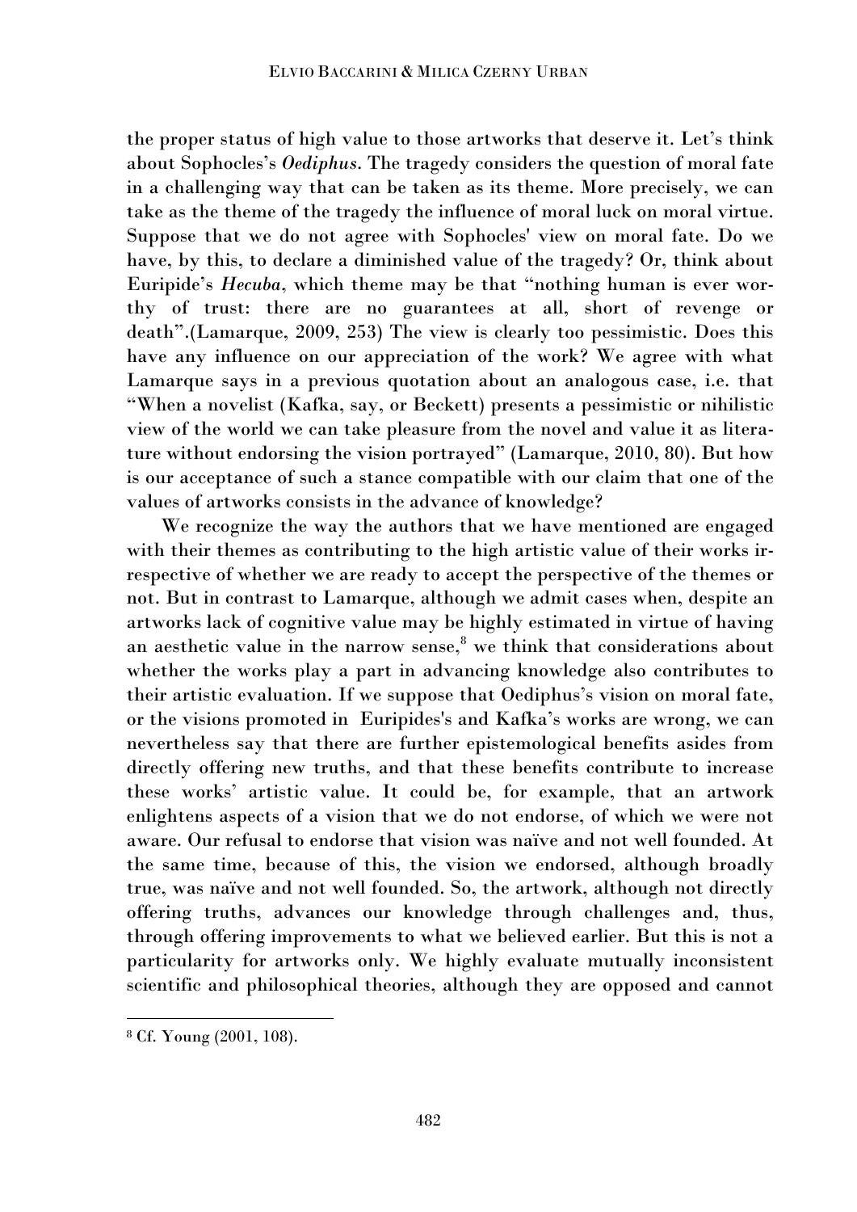the proper status of high value to those artworks that deserve it. Let's think about Sophocles's *Oediphus*. The tragedy considers the question of moral fate in a challenging way that can be taken as its theme. More precisely, we can take as the theme of the tragedy the influence of moral luck on moral virtue. Suppose that we do not agree with Sophocles' view on moral fate. Do we have, by this, to declare a diminished value of the tragedy? Or, think about Euripide's *Hecuba*, which theme may be that "nothing human is ever worthy of trust: there are no guarantees at all, short of revenge or death".(Lamarque, 2009, 253) The view is clearly too pessimistic. Does this have any influence on our appreciation of the work? We agree with what Lamarque says in a previous quotation about an analogous case, i.e. that "When a novelist (Kafka, say, or Beckett) presents a pessimistic or nihilistic view of the world we can take pleasure from the novel and value it as literature without endorsing the vision portrayed" (Lamarque, 2010, 80). But how is our acceptance of such a stance compatible with our claim that one of the values of artworks consists in the advance of knowledge?

We recognize the way the authors that we have mentioned are engaged with their themes as contributing to the high artistic value of their works irrespective of whether we are ready to accept the perspective of the themes or not. But in contrast to Lamarque, although we admit cases when, despite an artworks lack of cognitive value may be highly estimated in virtue of having an aesthetic value in the narrow sense,[8] we think that considerations about whether the works play a part in advancing knowledge also contributes to their artistic evaluation. If we suppose that Oediphus's vision on moral fate, or the visions promoted in Euripides's and Kafka's works are wrong, we can nevertheless say that there are further epistemological benefits asides from directly offering new truths, and that these benefits contribute to increase these works' artistic value. It could be, for example, that an artwork enlightens aspects of a vision that we do not endorse, of which we were not aware. Our refusal to endorse that vision was naïve and not well founded. At the same time, because of this, the vision we endorsed, although broadly true, was naïve and not well founded. So, the artwork, although not directly offering truths, advances our knowledge through challenges and, thus, through offering improvements to what we believed earlier. But this is not a particularity for artworks only. We highly evaluate mutually inconsistent scientific and philosophical theories, although they are opposed and cannot

[8] Cf. Young (2001, 108).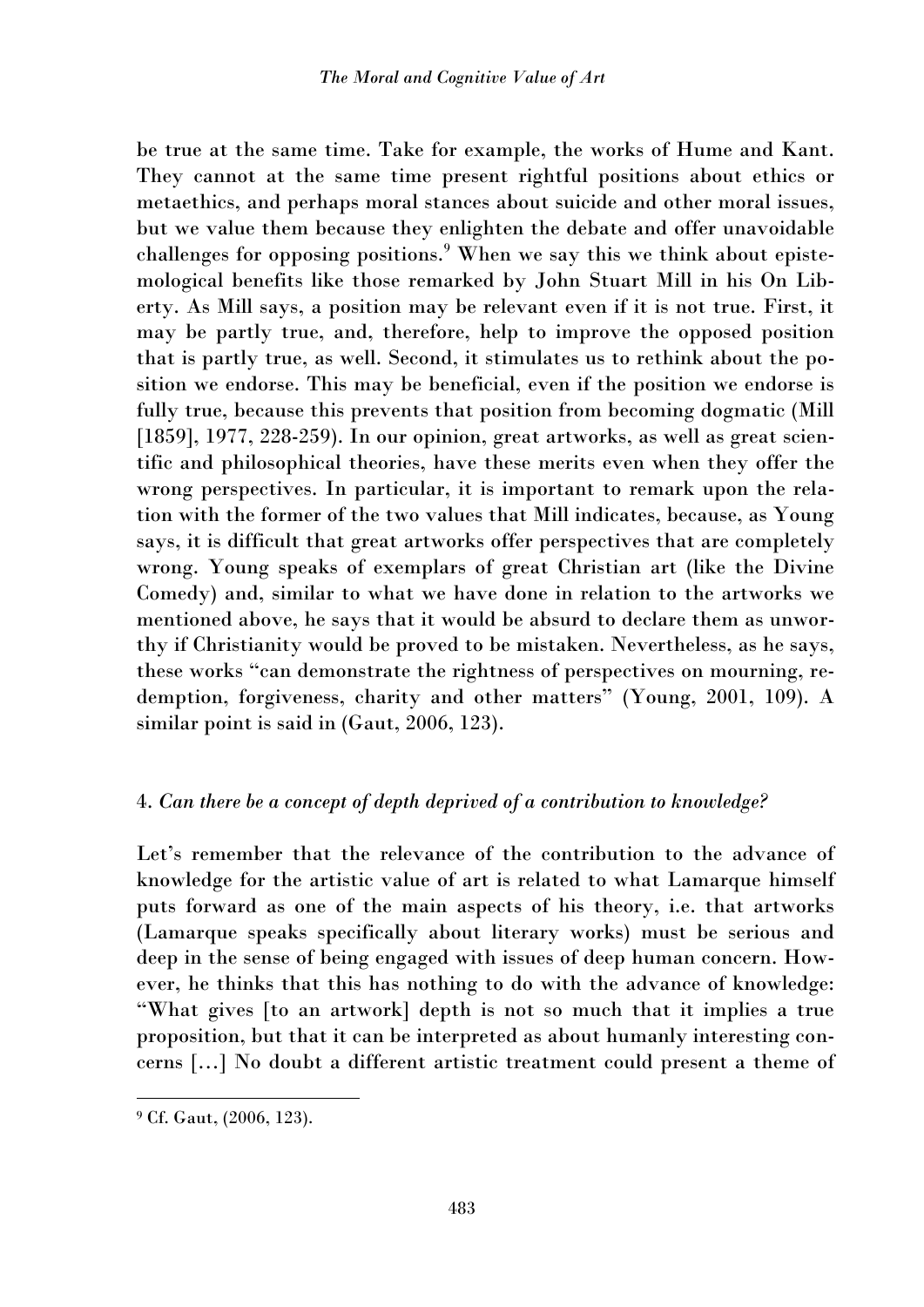be true at the same time. Take for example, the works of Hume and Kant. They cannot at the same time present rightful positions about ethics or metaethics, and perhaps moral stances about suicide and other moral issues, but we value them because they enlighten the debate and offer unavoidable challenges for opposing positions.[9] When we say this we think about epistemological benefits like those remarked by John Stuart Mill in his On Liberty. As Mill says, a position may be relevant even if it is not true. First, it may be partly true, and, therefore, help to improve the opposed position that is partly true, as well. Second, it stimulates us to rethink about the position we endorse. This may be beneficial, even if the position we endorse is fully true, because this prevents that position from becoming dogmatic (Mill [1859], 1977, 228-259). In our opinion, great artworks, as well as great scientific and philosophical theories, have these merits even when they offer the wrong perspectives. In particular, it is important to remark upon the relation with the former of the two values that Mill indicates, because, as Young says, it is difficult that great artworks offer perspectives that are completely wrong. Young speaks of exemplars of great Christian art (like the Divine Comedy) and, similar to what we have done in relation to the artworks we mentioned above, he says that it would be absurd to declare them as unworthy if Christianity would be proved to be mistaken. Nevertheless, as he says, these works "can demonstrate the rightness of perspectives on mourning, redemption, forgiveness, charity and other matters" (Young, 2001, 109). A similar point is said in (Gaut, 2006, 123).

## 4. *Can there be a concept of depth deprived of a contribution to knowledge?*

Let's remember that the relevance of the contribution to the advance of knowledge for the artistic value of art is related to what Lamarque himself puts forward as one of the main aspects of his theory, i.e. that artworks (Lamarque speaks specifically about literary works) must be serious and deep in the sense of being engaged with issues of deep human concern. However, he thinks that this has nothing to do with the advance of knowledge: "What gives [to an artwork] depth is not so much that it implies a true proposition, but that it can be interpreted as about humanly interesting concerns […] No doubt a different artistic treatment could present a theme of

[9] Cf. Gaut, (2006, 123).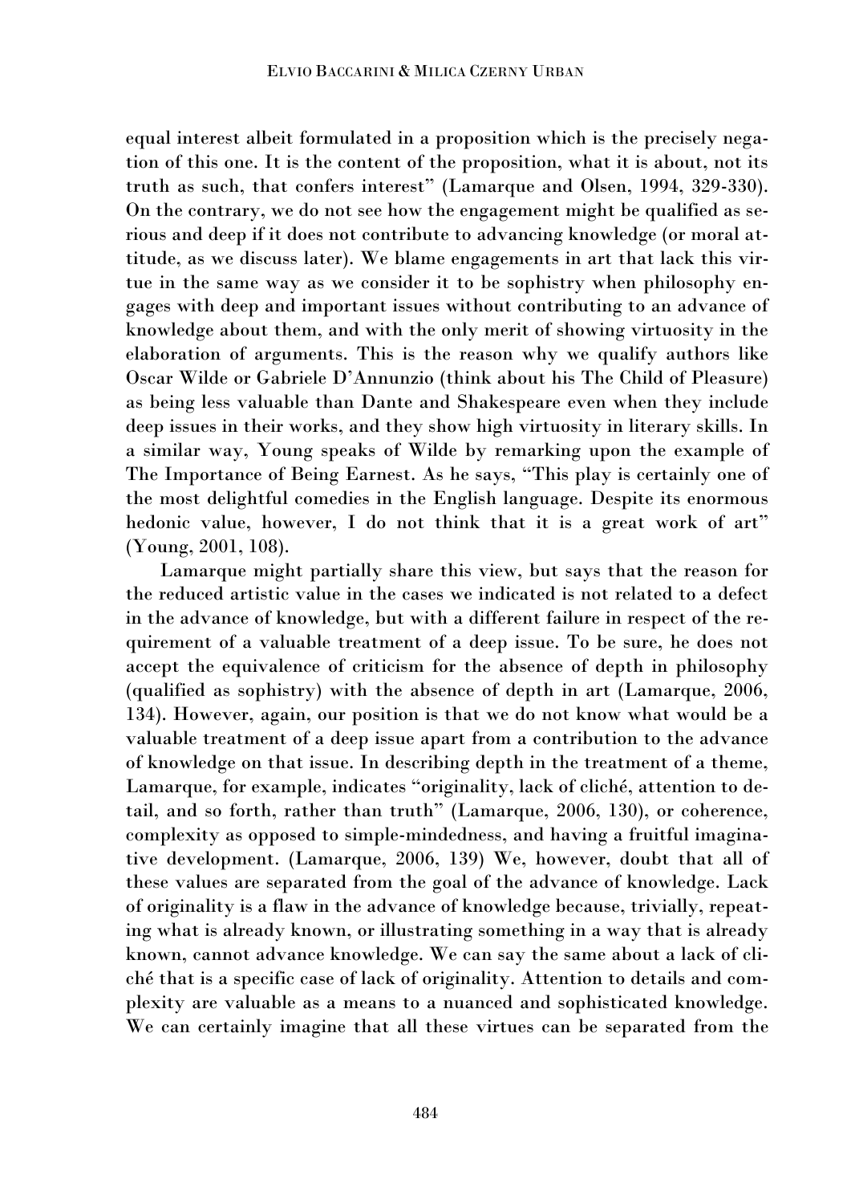equal interest albeit formulated in a proposition which is the precisely negation of this one. It is the content of the proposition, what it is about, not its truth as such, that confers interest" (Lamarque and Olsen, 1994, 329-330). On the contrary, we do not see how the engagement might be qualified as serious and deep if it does not contribute to advancing knowledge (or moral attitude, as we discuss later). We blame engagements in art that lack this virtue in the same way as we consider it to be sophistry when philosophy engages with deep and important issues without contributing to an advance of knowledge about them, and with the only merit of showing virtuosity in the elaboration of arguments. This is the reason why we qualify authors like Oscar Wilde or Gabriele D'Annunzio (think about his The Child of Pleasure) as being less valuable than Dante and Shakespeare even when they include deep issues in their works, and they show high virtuosity in literary skills. In a similar way, Young speaks of Wilde by remarking upon the example of The Importance of Being Earnest. As he says, "This play is certainly one of the most delightful comedies in the English language. Despite its enormous hedonic value, however, I do not think that it is a great work of art" (Young, 2001, 108).

Lamarque might partially share this view, but says that the reason for the reduced artistic value in the cases we indicated is not related to a defect in the advance of knowledge, but with a different failure in respect of the requirement of a valuable treatment of a deep issue. To be sure, he does not accept the equivalence of criticism for the absence of depth in philosophy (qualified as sophistry) with the absence of depth in art (Lamarque, 2006, 134). However, again, our position is that we do not know what would be a valuable treatment of a deep issue apart from a contribution to the advance of knowledge on that issue. In describing depth in the treatment of a theme, Lamarque, for example, indicates "originality, lack of cliché, attention to detail, and so forth, rather than truth" (Lamarque, 2006, 130), or coherence, complexity as opposed to simple-mindedness, and having a fruitful imaginative development. (Lamarque, 2006, 139) We, however, doubt that all of these values are separated from the goal of the advance of knowledge. Lack of originality is a flaw in the advance of knowledge because, trivially, repeating what is already known, or illustrating something in a way that is already known, cannot advance knowledge. We can say the same about a lack of cliché that is a specific case of lack of originality. Attention to details and complexity are valuable as a means to a nuanced and sophisticated knowledge. We can certainly imagine that all these virtues can be separated from the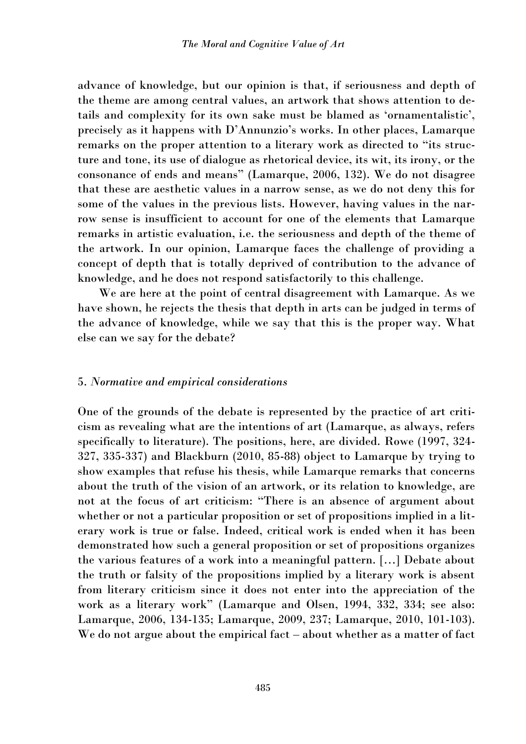advance of knowledge, but our opinion is that, if seriousness and depth of the theme are among central values, an artwork that shows attention to details and complexity for its own sake must be blamed as 'ornamentalistic', precisely as it happens with D'Annunzio's works. In other places, Lamarque remarks on the proper attention to a literary work as directed to "its structure and tone, its use of dialogue as rhetorical device, its wit, its irony, or the consonance of ends and means" (Lamarque, 2006, 132). We do not disagree that these are aesthetic values in a narrow sense, as we do not deny this for some of the values in the previous lists. However, having values in the narrow sense is insufficient to account for one of the elements that Lamarque remarks in artistic evaluation, i.e. the seriousness and depth of the theme of the artwork. In our opinion, Lamarque faces the challenge of providing a concept of depth that is totally deprived of contribution to the advance of knowledge, and he does not respond satisfactorily to this challenge.

We are here at the point of central disagreement with Lamarque. As we have shown, he rejects the thesis that depth in arts can be judged in terms of the advance of knowledge, while we say that this is the proper way. What else can we say for the debate?

## 5. *Normative and empirical considerations*

One of the grounds of the debate is represented by the practice of art criticism as revealing what are the intentions of art (Lamarque, as always, refers specifically to literature). The positions, here, are divided. Rowe (1997, 324-327, 335-337) and Blackburn (2010, 85-88) object to Lamarque by trying to show examples that refuse his thesis, while Lamarque remarks that concerns about the truth of the vision of an artwork, or its relation to knowledge, are not at the focus of art criticism: "There is an absence of argument about whether or not a particular proposition or set of propositions implied in a literary work is true or false. Indeed, critical work is ended when it has been demonstrated how such a general proposition or set of propositions organizes the various features of a work into a meaningful pattern. […] Debate about the truth or falsity of the propositions implied by a literary work is absent from literary criticism since it does not enter into the appreciation of the work as a literary work" (Lamarque and Olsen, 1994, 332, 334; see also: Lamarque, 2006, 134-135; Lamarque, 2009, 237; Lamarque, 2010, 101-103). We do not argue about the empirical fact – about whether as a matter of fact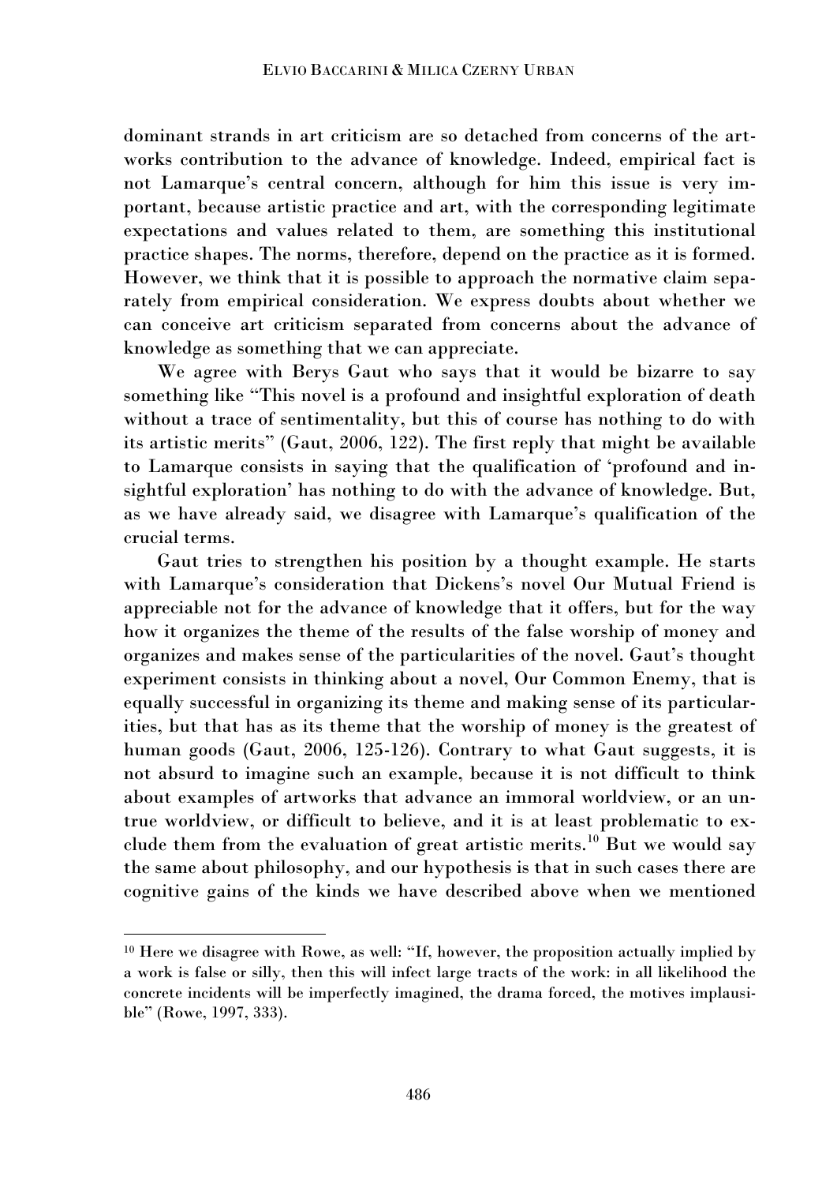dominant strands in art criticism are so detached from concerns of the artworks contribution to the advance of knowledge. Indeed, empirical fact is not Lamarque's central concern, although for him this issue is very important, because artistic practice and art, with the corresponding legitimate expectations and values related to them, are something this institutional practice shapes. The norms, therefore, depend on the practice as it is formed. However, we think that it is possible to approach the normative claim separately from empirical consideration. We express doubts about whether we can conceive art criticism separated from concerns about the advance of knowledge as something that we can appreciate.

We agree with Berys Gaut who says that it would be bizarre to say something like "This novel is a profound and insightful exploration of death without a trace of sentimentality, but this of course has nothing to do with its artistic merits" (Gaut, 2006, 122). The first reply that might be available to Lamarque consists in saying that the qualification of 'profound and insightful exploration' has nothing to do with the advance of knowledge. But, as we have already said, we disagree with Lamarque's qualification of the crucial terms.

Gaut tries to strengthen his position by a thought example. He starts with Lamarque's consideration that Dickens's novel Our Mutual Friend is appreciable not for the advance of knowledge that it offers, but for the way how it organizes the theme of the results of the false worship of money and organizes and makes sense of the particularities of the novel. Gaut's thought experiment consists in thinking about a novel, Our Common Enemy, that is equally successful in organizing its theme and making sense of its particularities, but that has as its theme that the worship of money is the greatest of human goods (Gaut, 2006, 125-126). Contrary to what Gaut suggests, it is not absurd to imagine such an example, because it is not difficult to think about examples of artworks that advance an immoral worldview, or an untrue worldview, or difficult to believe, and it is at least problematic to exclude them from the evaluation of great artistic merits.[10] But we would say the same about philosophy, and our hypothesis is that in such cases there are cognitive gains of the kinds we have described above when we mentioned

[10] Here we disagree with Rowe, as well: "If, however, the proposition actually implied by a work is false or silly, then this will infect large tracts of the work: in all likelihood the concrete incidents will be imperfectly imagined, the drama forced, the motives implausible" (Rowe, 1997, 333).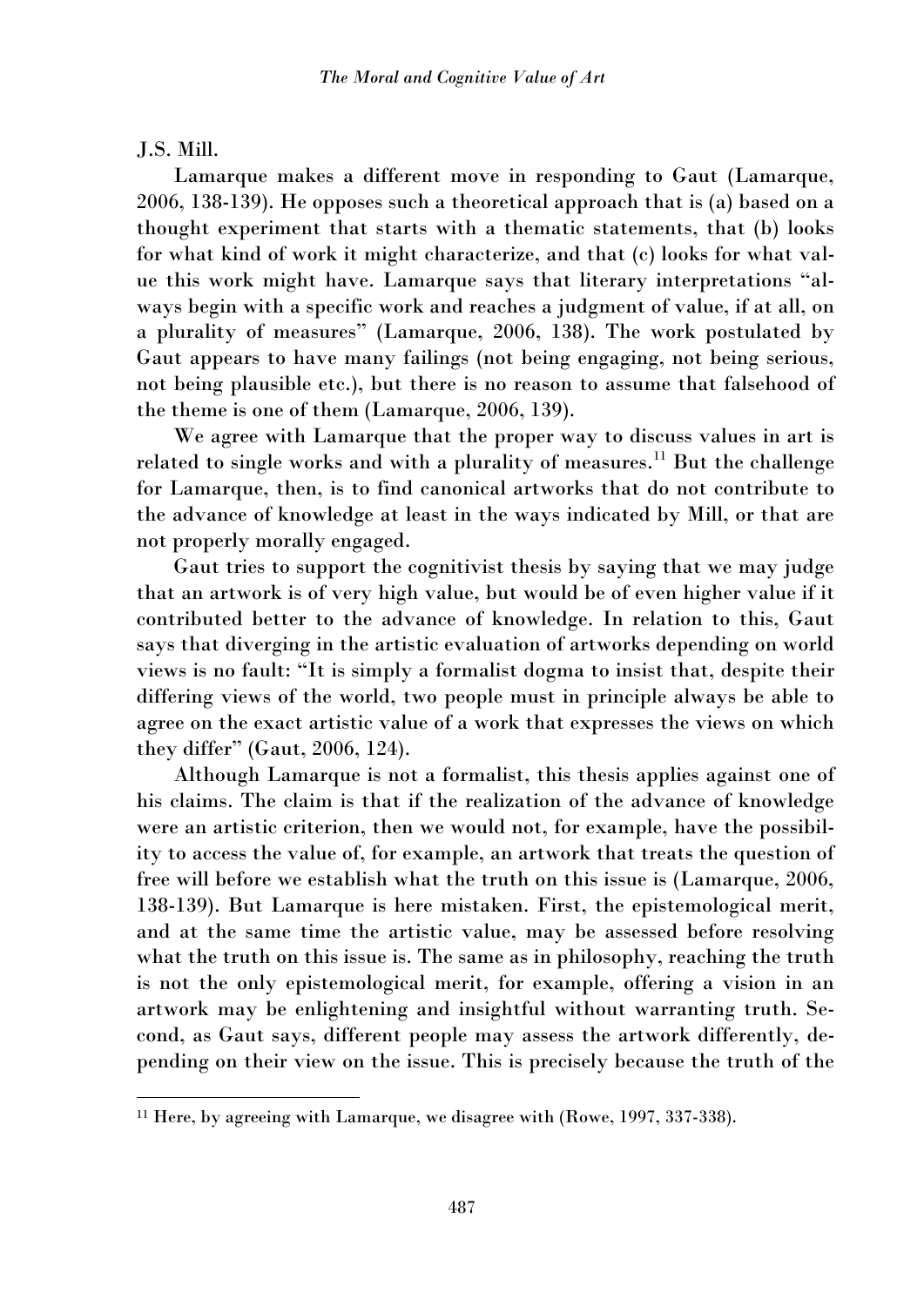J.S. Mill.

Lamarque makes a different move in responding to Gaut (Lamarque, 2006, 138-139). He opposes such a theoretical approach that is (a) based on a thought experiment that starts with a thematic statements, that (b) looks for what kind of work it might characterize, and that (c) looks for what value this work might have. Lamarque says that literary interpretations "always begin with a specific work and reaches a judgment of value, if at all, on a plurality of measures" (Lamarque, 2006, 138). The work postulated by Gaut appears to have many failings (not being engaging, not being serious, not being plausible etc.), but there is no reason to assume that falsehood of the theme is one of them (Lamarque, 2006, 139).

We agree with Lamarque that the proper way to discuss values in art is related to single works and with a plurality of measures.[11] But the challenge for Lamarque, then, is to find canonical artworks that do not contribute to the advance of knowledge at least in the ways indicated by Mill, or that are not properly morally engaged.

Gaut tries to support the cognitivist thesis by saying that we may judge that an artwork is of very high value, but would be of even higher value if it contributed better to the advance of knowledge. In relation to this, Gaut says that diverging in the artistic evaluation of artworks depending on world views is no fault: "It is simply a formalist dogma to insist that, despite their differing views of the world, two people must in principle always be able to agree on the exact artistic value of a work that expresses the views on which they differ" (Gaut, 2006, 124).

Although Lamarque is not a formalist, this thesis applies against one of his claims. The claim is that if the realization of the advance of knowledge were an artistic criterion, then we would not, for example, have the possibility to access the value of, for example, an artwork that treats the question of free will before we establish what the truth on this issue is (Lamarque, 2006, 138-139). But Lamarque is here mistaken. First, the epistemological merit, and at the same time the artistic value, may be assessed before resolving what the truth on this issue is. The same as in philosophy, reaching the truth is not the only epistemological merit, for example, offering a vision in an artwork may be enlightening and insightful without warranting truth. Second, as Gaut says, different people may assess the artwork differently, depending on their view on the issue. This is precisely because the truth of the

[11] Here, by agreeing with Lamarque, we disagree with (Rowe, 1997, 337-338).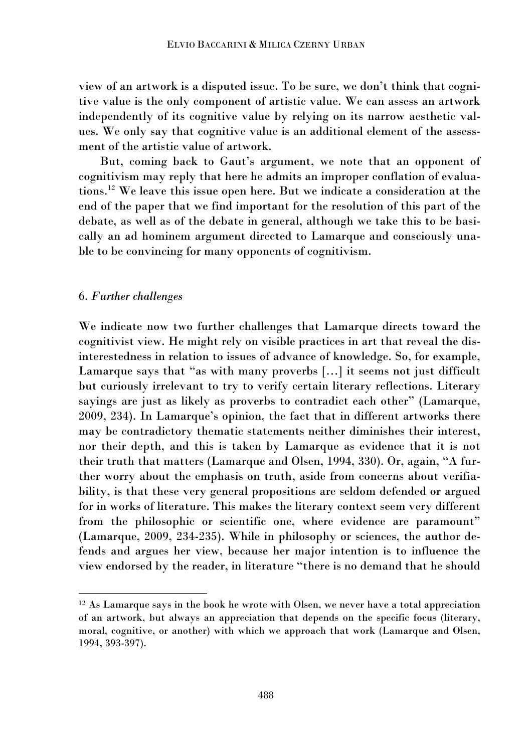view of an artwork is a disputed issue. To be sure, we don't think that cognitive value is the only component of artistic value. We can assess an artwork independently of its cognitive value by relying on its narrow aesthetic values. We only say that cognitive value is an additional element of the assessment of the artistic value of artwork.

But, coming back to Gaut's argument, we note that an opponent of cognitivism may reply that here he admits an improper conflation of evaluations.[12] We leave this issue open here. But we indicate a consideration at the end of the paper that we find important for the resolution of this part of the debate, as well as of the debate in general, although we take this to be basically an ad hominem argument directed to Lamarque and consciously unable to be convincing for many opponents of cognitivism.

## 6. *Further challenges*

We indicate now two further challenges that Lamarque directs toward the cognitivist view. He might rely on visible practices in art that reveal the disinterestedness in relation to issues of advance of knowledge. So, for example, Lamarque says that "as with many proverbs […] it seems not just difficult but curiously irrelevant to try to verify certain literary reflections. Literary sayings are just as likely as proverbs to contradict each other" (Lamarque, 2009, 234). In Lamarque's opinion, the fact that in different artworks there may be contradictory thematic statements neither diminishes their interest, nor their depth, and this is taken by Lamarque as evidence that it is not their truth that matters (Lamarque and Olsen, 1994, 330). Or, again, "A further worry about the emphasis on truth, aside from concerns about verifiability, is that these very general propositions are seldom defended or argued for in works of literature. This makes the literary context seem very different from the philosophic or scientific one, where evidence are paramount" (Lamarque, 2009, 234-235). While in philosophy or sciences, the author defends and argues her view, because her major intention is to influence the view endorsed by the reader, in literature "there is no demand that he should

---

[12] As Lamarque says in the book he wrote with Olsen, we never have a total appreciation of an artwork, but always an appreciation that depends on the specific focus (literary, moral, cognitive, or another) with which we approach that work (Lamarque and Olsen, 1994, 393-397).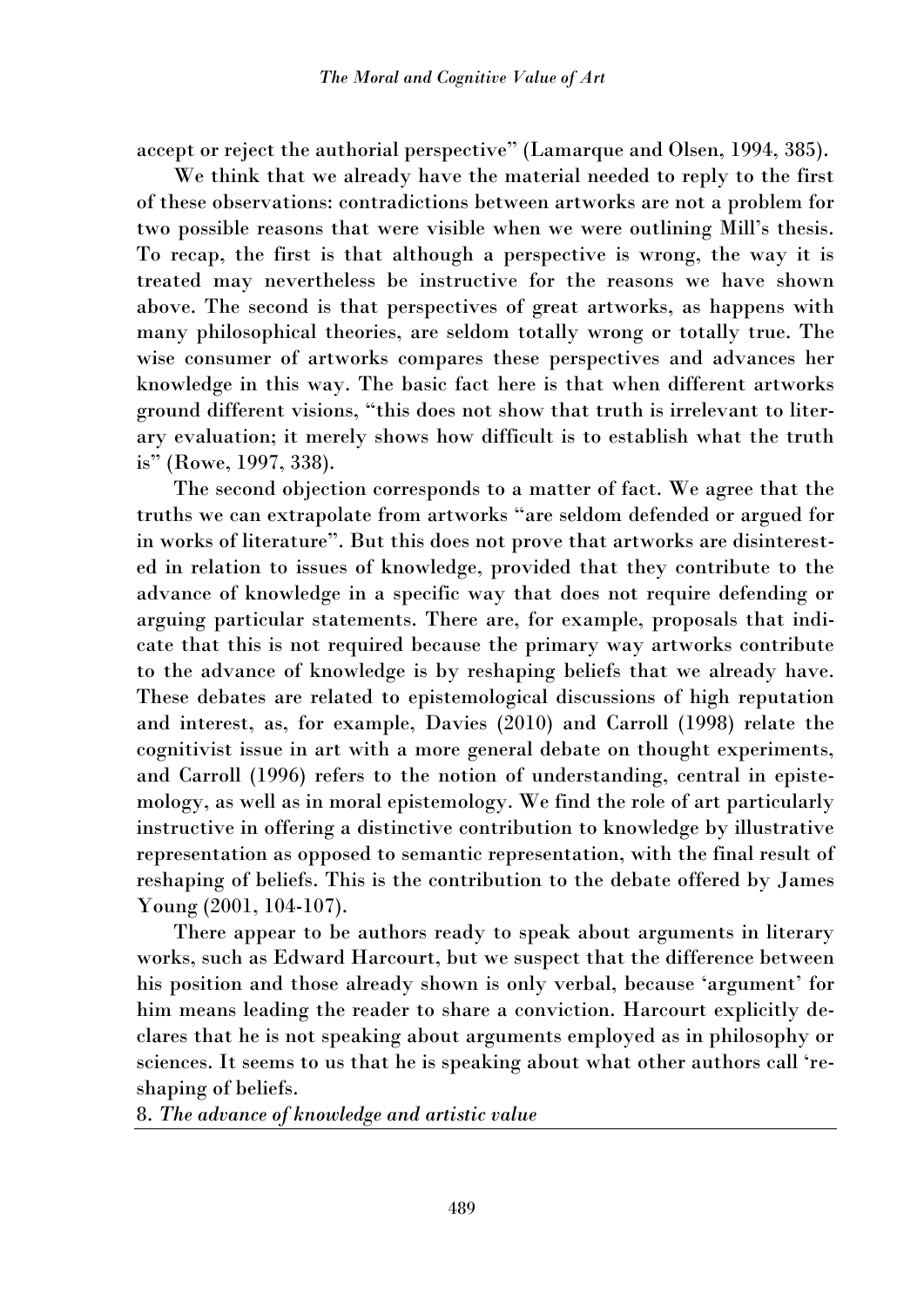accept or reject the authorial perspective" (Lamarque and Olsen, 1994, 385).

We think that we already have the material needed to reply to the first of these observations: contradictions between artworks are not a problem for two possible reasons that were visible when we were outlining Mill's thesis. To recap, the first is that although a perspective is wrong, the way it is treated may nevertheless be instructive for the reasons we have shown above. The second is that perspectives of great artworks, as happens with many philosophical theories, are seldom totally wrong or totally true. The wise consumer of artworks compares these perspectives and advances her knowledge in this way. The basic fact here is that when different artworks ground different visions, "this does not show that truth is irrelevant to literary evaluation; it merely shows how difficult is to establish what the truth is" (Rowe, 1997, 338).

The second objection corresponds to a matter of fact. We agree that the truths we can extrapolate from artworks "are seldom defended or argued for in works of literature". But this does not prove that artworks are disinterested in relation to issues of knowledge, provided that they contribute to the advance of knowledge in a specific way that does not require defending or arguing particular statements. There are, for example, proposals that indicate that this is not required because the primary way artworks contribute to the advance of knowledge is by reshaping beliefs that we already have. These debates are related to epistemological discussions of high reputation and interest, as, for example, Davies (2010) and Carroll (1998) relate the cognitivist issue in art with a more general debate on thought experiments, and Carroll (1996) refers to the notion of understanding, central in epistemology, as well as in moral epistemology. We find the role of art particularly instructive in offering a distinctive contribution to knowledge by illustrative representation as opposed to semantic representation, with the final result of reshaping of beliefs. This is the contribution to the debate offered by James Young (2001, 104-107).

There appear to be authors ready to speak about arguments in literary works, such as Edward Harcourt, but we suspect that the difference between his position and those already shown is only verbal, because 'argument' for him means leading the reader to share a conviction. Harcourt explicitly declares that he is not speaking about arguments employed as in philosophy or sciences. It seems to us that he is speaking about what other authors call 'reshaping of beliefs.

## 8. *The advance of knowledge and artistic value*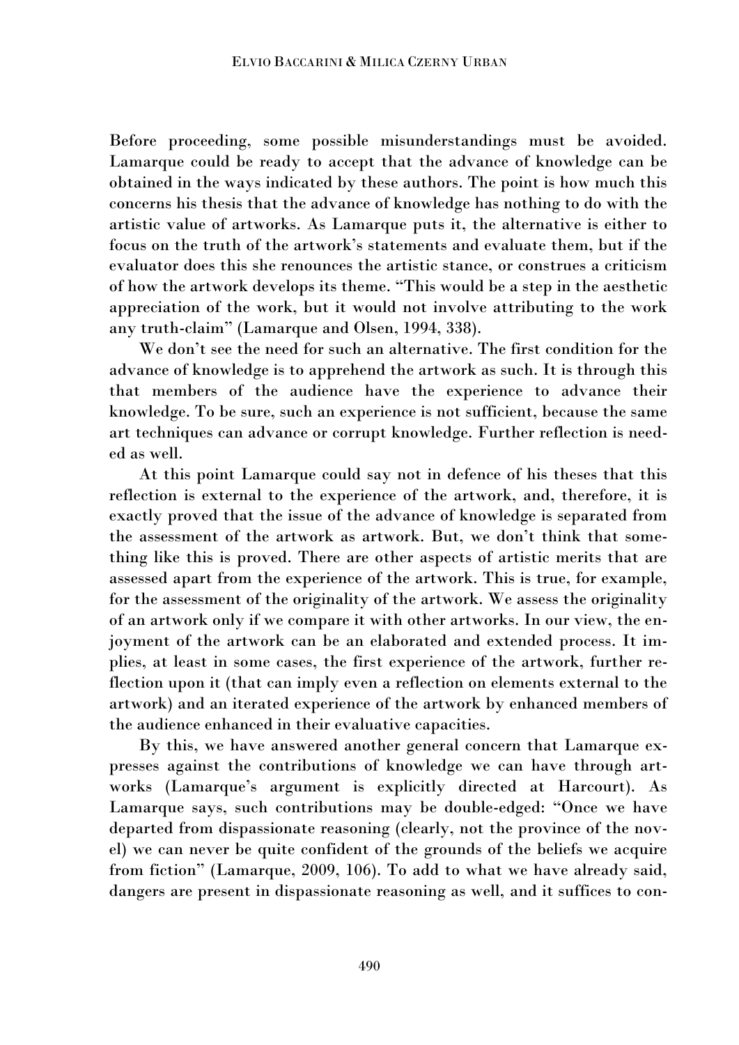Before proceeding, some possible misunderstandings must be avoided. Lamarque could be ready to accept that the advance of knowledge can be obtained in the ways indicated by these authors. The point is how much this concerns his thesis that the advance of knowledge has nothing to do with the artistic value of artworks. As Lamarque puts it, the alternative is either to focus on the truth of the artwork's statements and evaluate them, but if the evaluator does this she renounces the artistic stance, or construes a criticism of how the artwork develops its theme. "This would be a step in the aesthetic appreciation of the work, but it would not involve attributing to the work any truth-claim" (Lamarque and Olsen, 1994, 338).

We don't see the need for such an alternative. The first condition for the advance of knowledge is to apprehend the artwork as such. It is through this that members of the audience have the experience to advance their knowledge. To be sure, such an experience is not sufficient, because the same art techniques can advance or corrupt knowledge. Further reflection is needed as well.

At this point Lamarque could say not in defence of his theses that this reflection is external to the experience of the artwork, and, therefore, it is exactly proved that the issue of the advance of knowledge is separated from the assessment of the artwork as artwork. But, we don't think that something like this is proved. There are other aspects of artistic merits that are assessed apart from the experience of the artwork. This is true, for example, for the assessment of the originality of the artwork. We assess the originality of an artwork only if we compare it with other artworks. In our view, the enjoyment of the artwork can be an elaborated and extended process. It implies, at least in some cases, the first experience of the artwork, further reflection upon it (that can imply even a reflection on elements external to the artwork) and an iterated experience of the artwork by enhanced members of the audience enhanced in their evaluative capacities.

By this, we have answered another general concern that Lamarque expresses against the contributions of knowledge we can have through artworks (Lamarque's argument is explicitly directed at Harcourt). As Lamarque says, such contributions may be double-edged: "Once we have departed from dispassionate reasoning (clearly, not the province of the novel) we can never be quite confident of the grounds of the beliefs we acquire from fiction" (Lamarque, 2009, 106). To add to what we have already said, dangers are present in dispassionate reasoning as well, and it suffices to con-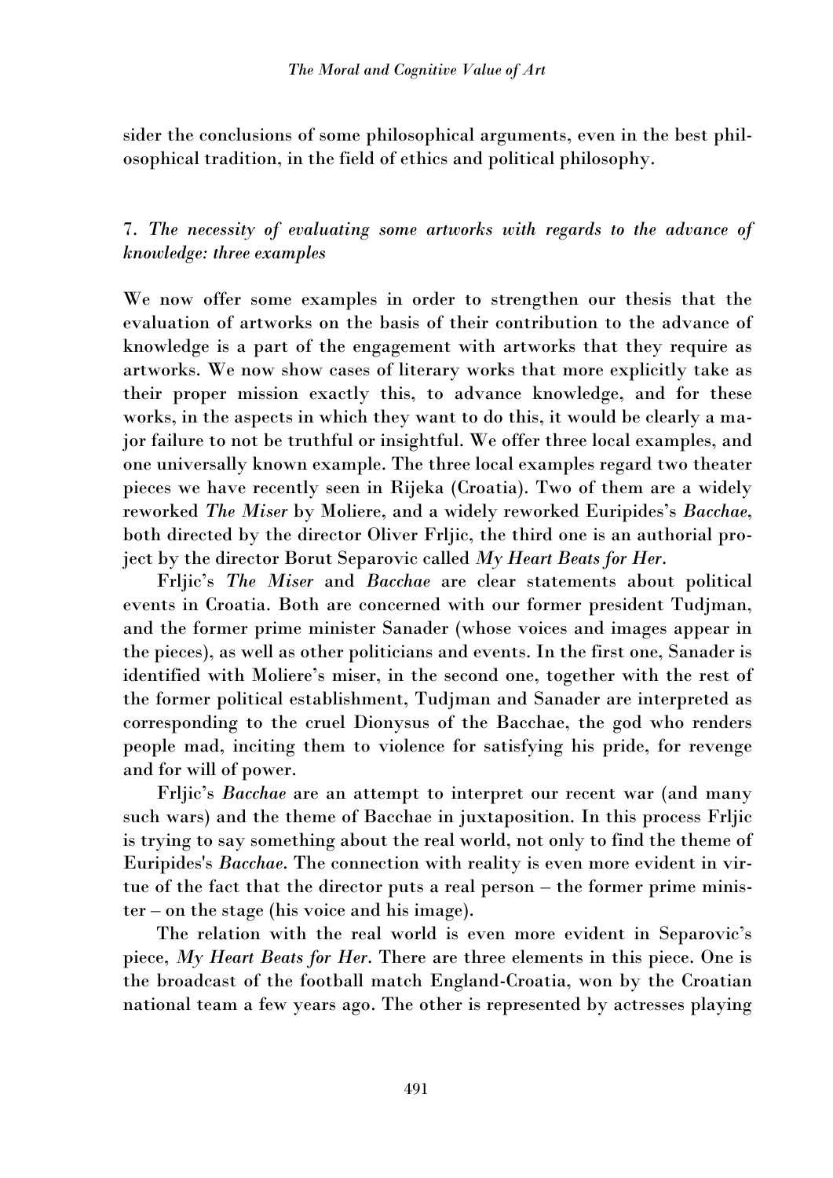sider the conclusions of some philosophical arguments, even in the best philosophical tradition, in the field of ethics and political philosophy.

## 7. *The necessity of evaluating some artworks with regards to the advance of knowledge: three examples*

We now offer some examples in order to strengthen our thesis that the evaluation of artworks on the basis of their contribution to the advance of knowledge is a part of the engagement with artworks that they require as artworks. We now show cases of literary works that more explicitly take as their proper mission exactly this, to advance knowledge, and for these works, in the aspects in which they want to do this, it would be clearly a major failure to not be truthful or insightful. We offer three local examples, and one universally known example. The three local examples regard two theater pieces we have recently seen in Rijeka (Croatia). Two of them are a widely reworked *The Miser* by Moliere, and a widely reworked Euripides's *Bacchae*, both directed by the director Oliver Frljic, the third one is an authorial project by the director Borut Separovic called *My Heart Beats for Her*.

Frljic's *The Miser* and *Bacchae* are clear statements about political events in Croatia. Both are concerned with our former president Tudjman, and the former prime minister Sanader (whose voices and images appear in the pieces), as well as other politicians and events. In the first one, Sanader is identified with Moliere's miser, in the second one, together with the rest of the former political establishment, Tudjman and Sanader are interpreted as corresponding to the cruel Dionysus of the Bacchae, the god who renders people mad, inciting them to violence for satisfying his pride, for revenge and for will of power.

Frljic's *Bacchae* are an attempt to interpret our recent war (and many such wars) and the theme of Bacchae in juxtaposition. In this process Frljic is trying to say something about the real world, not only to find the theme of Euripides's *Bacchae*. The connection with reality is even more evident in virtue of the fact that the director puts a real person – the former prime minister – on the stage (his voice and his image).

The relation with the real world is even more evident in Separovic's piece, *My Heart Beats for Her*. There are three elements in this piece. One is the broadcast of the football match England-Croatia, won by the Croatian national team a few years ago. The other is represented by actresses playing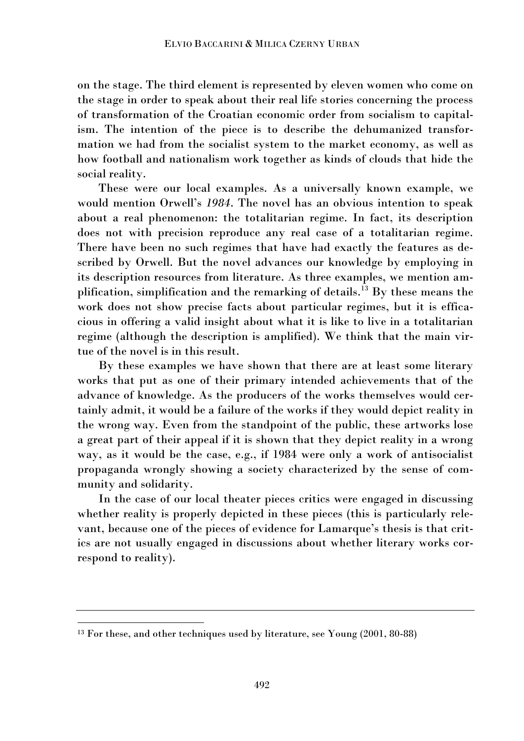on the stage. The third element is represented by eleven women who come on the stage in order to speak about their real life stories concerning the process of transformation of the Croatian economic order from socialism to capitalism. The intention of the piece is to describe the dehumanized transformation we had from the socialist system to the market economy, as well as how football and nationalism work together as kinds of clouds that hide the social reality.

These were our local examples. As a universally known example, we would mention Orwell's *1984*. The novel has an obvious intention to speak about a real phenomenon: the totalitarian regime. In fact, its description does not with precision reproduce any real case of a totalitarian regime. There have been no such regimes that have had exactly the features as described by Orwell. But the novel advances our knowledge by employing in its description resources from literature. As three examples, we mention amplification, simplification and the remarking of details.[13] By these means the work does not show precise facts about particular regimes, but it is efficacious in offering a valid insight about what it is like to live in a totalitarian regime (although the description is amplified). We think that the main virtue of the novel is in this result.

By these examples we have shown that there are at least some literary works that put as one of their primary intended achievements that of the advance of knowledge. As the producers of the works themselves would certainly admit, it would be a failure of the works if they would depict reality in the wrong way. Even from the standpoint of the public, these artworks lose a great part of their appeal if it is shown that they depict reality in a wrong way, as it would be the case, e.g., if 1984 were only a work of antisocialist propaganda wrongly showing a society characterized by the sense of community and solidarity.

In the case of our local theater pieces critics were engaged in discussing whether reality is properly depicted in these pieces (this is particularly relevant, because one of the pieces of evidence for Lamarque's thesis is that critics are not usually engaged in discussions about whether literary works correspond to reality).

---

[13] For these, and other techniques used by literature, see Young (2001, 80-88)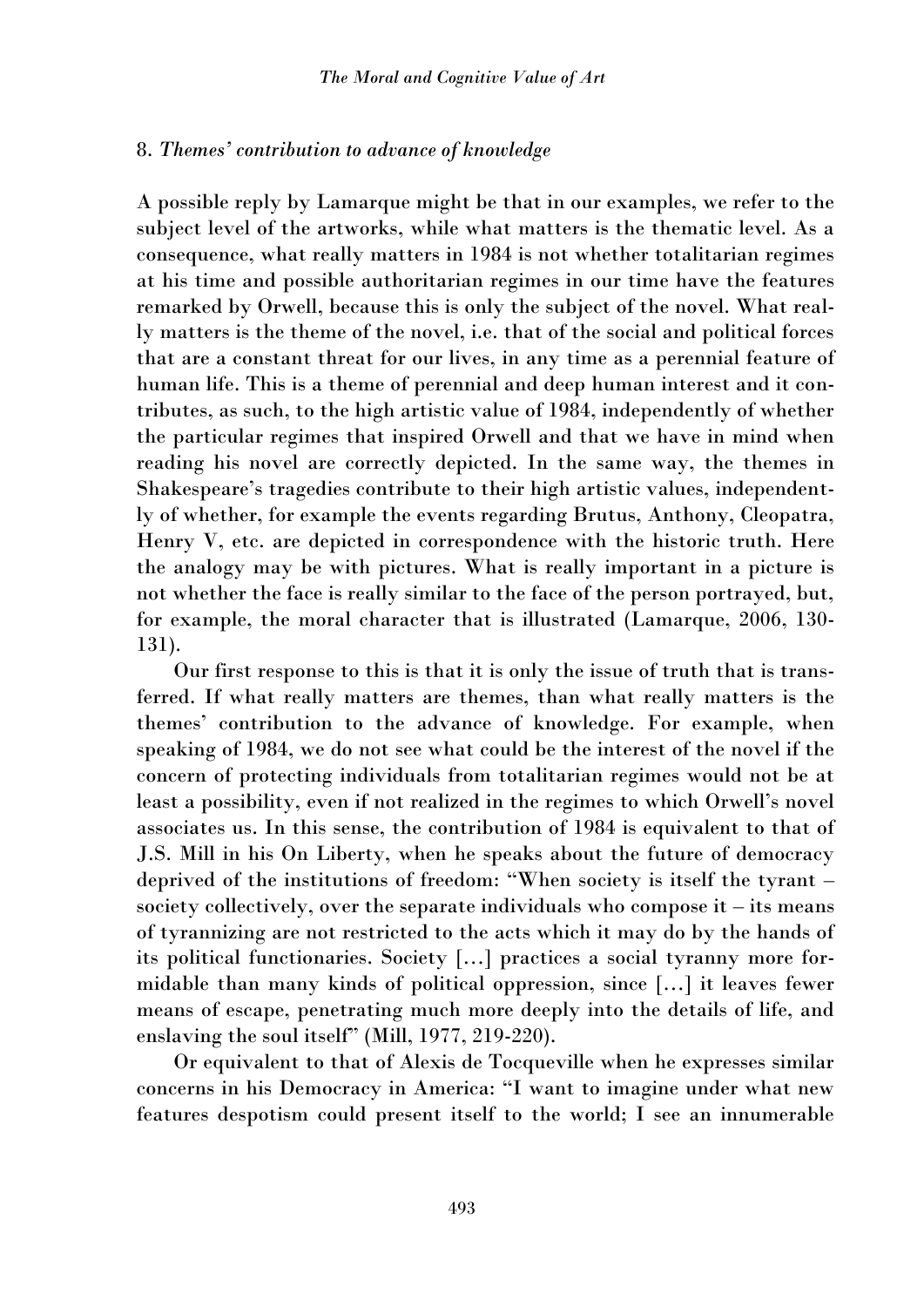## 8. *Themes' contribution to advance of knowledge*

A possible reply by Lamarque might be that in our examples, we refer to the subject level of the artworks, while what matters is the thematic level. As a consequence, what really matters in 1984 is not whether totalitarian regimes at his time and possible authoritarian regimes in our time have the features remarked by Orwell, because this is only the subject of the novel. What really matters is the theme of the novel, i.e. that of the social and political forces that are a constant threat for our lives, in any time as a perennial feature of human life. This is a theme of perennial and deep human interest and it contributes, as such, to the high artistic value of 1984, independently of whether the particular regimes that inspired Orwell and that we have in mind when reading his novel are correctly depicted. In the same way, the themes in Shakespeare's tragedies contribute to their high artistic values, independently of whether, for example the events regarding Brutus, Anthony, Cleopatra, Henry V, etc. are depicted in correspondence with the historic truth. Here the analogy may be with pictures. What is really important in a picture is not whether the face is really similar to the face of the person portrayed, but, for example, the moral character that is illustrated (Lamarque, 2006, 130-131).

Our first response to this is that it is only the issue of truth that is transferred. If what really matters are themes, than what really matters is the themes' contribution to the advance of knowledge. For example, when speaking of 1984, we do not see what could be the interest of the novel if the concern of protecting individuals from totalitarian regimes would not be at least a possibility, even if not realized in the regimes to which Orwell's novel associates us. In this sense, the contribution of 1984 is equivalent to that of J.S. Mill in his On Liberty, when he speaks about the future of democracy deprived of the institutions of freedom: "When society is itself the tyrant – society collectively, over the separate individuals who compose it – its means of tyrannizing are not restricted to the acts which it may do by the hands of its political functionaries. Society […] practices a social tyranny more formidable than many kinds of political oppression, since […] it leaves fewer means of escape, penetrating much more deeply into the details of life, and enslaving the soul itself" (Mill, 1977, 219-220).

Or equivalent to that of Alexis de Tocqueville when he expresses similar concerns in his Democracy in America: "I want to imagine under what new features despotism could present itself to the world; I see an innumerable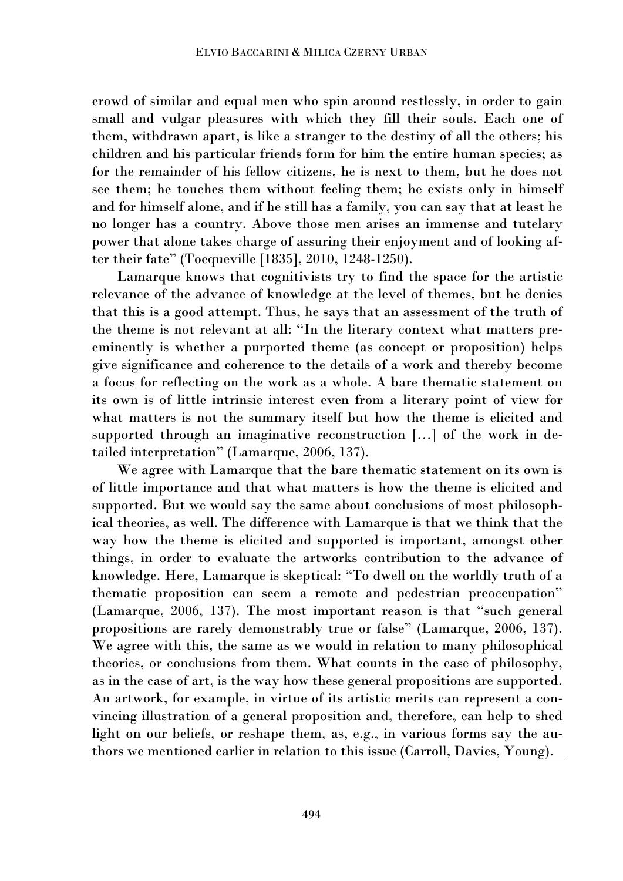crowd of similar and equal men who spin around restlessly, in order to gain small and vulgar pleasures with which they fill their souls. Each one of them, withdrawn apart, is like a stranger to the destiny of all the others; his children and his particular friends form for him the entire human species; as for the remainder of his fellow citizens, he is next to them, but he does not see them; he touches them without feeling them; he exists only in himself and for himself alone, and if he still has a family, you can say that at least he no longer has a country. Above those men arises an immense and tutelary power that alone takes charge of assuring their enjoyment and of looking after their fate" (Tocqueville [1835], 2010, 1248-1250).

Lamarque knows that cognitivists try to find the space for the artistic relevance of the advance of knowledge at the level of themes, but he denies that this is a good attempt. Thus, he says that an assessment of the truth of the theme is not relevant at all: "In the literary context what matters preeminently is whether a purported theme (as concept or proposition) helps give significance and coherence to the details of a work and thereby become a focus for reflecting on the work as a whole. A bare thematic statement on its own is of little intrinsic interest even from a literary point of view for what matters is not the summary itself but how the theme is elicited and supported through an imaginative reconstruction […] of the work in detailed interpretation" (Lamarque, 2006, 137).

We agree with Lamarque that the bare thematic statement on its own is of little importance and that what matters is how the theme is elicited and supported. But we would say the same about conclusions of most philosophical theories, as well. The difference with Lamarque is that we think that the way how the theme is elicited and supported is important, amongst other things, in order to evaluate the artworks contribution to the advance of knowledge. Here, Lamarque is skeptical: "To dwell on the worldly truth of a thematic proposition can seem a remote and pedestrian preoccupation" (Lamarque, 2006, 137). The most important reason is that "such general propositions are rarely demonstrably true or false" (Lamarque, 2006, 137). We agree with this, the same as we would in relation to many philosophical theories, or conclusions from them. What counts in the case of philosophy, as in the case of art, is the way how these general propositions are supported. An artwork, for example, in virtue of its artistic merits can represent a convincing illustration of a general proposition and, therefore, can help to shed light on our beliefs, or reshape them, as, e.g., in various forms say the authors we mentioned earlier in relation to this issue (Carroll, Davies, Young).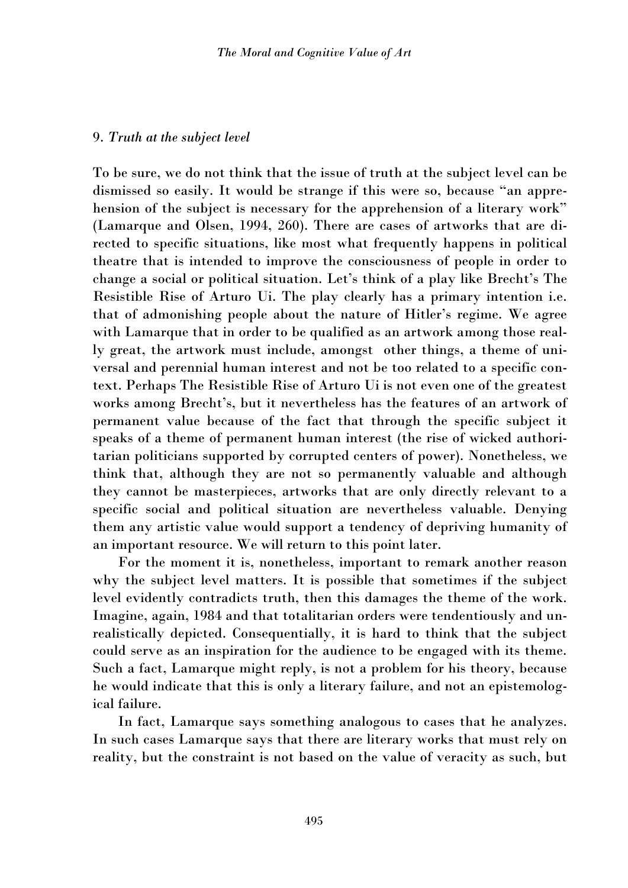## 9. *Truth at the subject level*

To be sure, we do not think that the issue of truth at the subject level can be dismissed so easily. It would be strange if this were so, because "an apprehension of the subject is necessary for the apprehension of a literary work" (Lamarque and Olsen, 1994, 260). There are cases of artworks that are directed to specific situations, like most what frequently happens in political theatre that is intended to improve the consciousness of people in order to change a social or political situation. Let's think of a play like Brecht's The Resistible Rise of Arturo Ui. The play clearly has a primary intention i.e. that of admonishing people about the nature of Hitler's regime. We agree with Lamarque that in order to be qualified as an artwork among those really great, the artwork must include, amongst other things, a theme of universal and perennial human interest and not be too related to a specific context. Perhaps The Resistible Rise of Arturo Ui is not even one of the greatest works among Brecht's, but it nevertheless has the features of an artwork of permanent value because of the fact that through the specific subject it speaks of a theme of permanent human interest (the rise of wicked authoritarian politicians supported by corrupted centers of power). Nonetheless, we think that, although they are not so permanently valuable and although they cannot be masterpieces, artworks that are only directly relevant to a specific social and political situation are nevertheless valuable. Denying them any artistic value would support a tendency of depriving humanity of an important resource. We will return to this point later.

For the moment it is, nonetheless, important to remark another reason why the subject level matters. It is possible that sometimes if the subject level evidently contradicts truth, then this damages the theme of the work. Imagine, again, 1984 and that totalitarian orders were tendentiously and unrealistically depicted. Consequentially, it is hard to think that the subject could serve as an inspiration for the audience to be engaged with its theme. Such a fact, Lamarque might reply, is not a problem for his theory, because he would indicate that this is only a literary failure, and not an epistemological failure.

In fact, Lamarque says something analogous to cases that he analyzes. In such cases Lamarque says that there are literary works that must rely on reality, but the constraint is not based on the value of veracity as such, but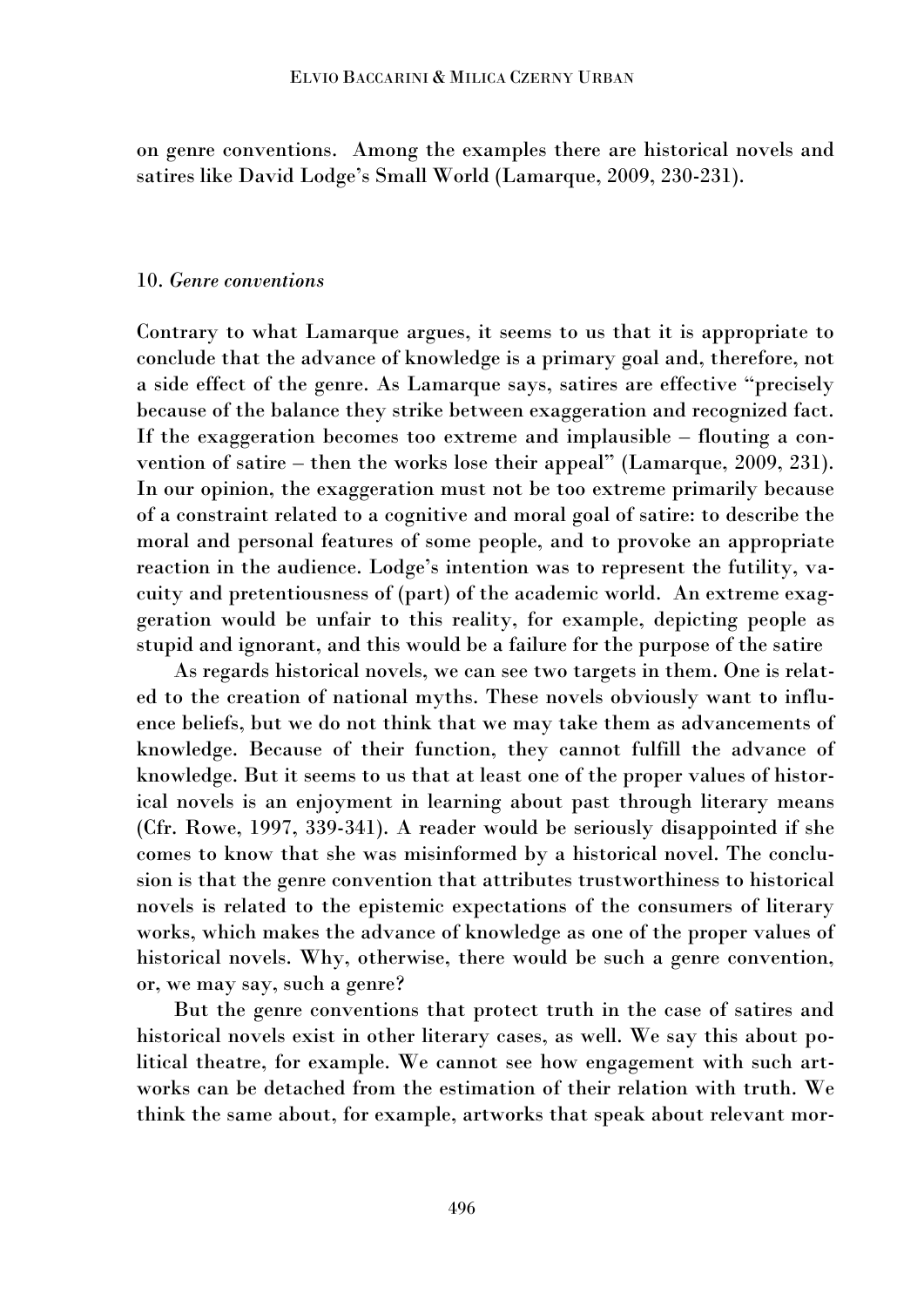on genre conventions. Among the examples there are historical novels and satires like David Lodge's Small World (Lamarque, 2009, 230-231).

## 10. *Genre conventions*

Contrary to what Lamarque argues, it seems to us that it is appropriate to conclude that the advance of knowledge is a primary goal and, therefore, not a side effect of the genre. As Lamarque says, satires are effective "precisely because of the balance they strike between exaggeration and recognized fact. If the exaggeration becomes too extreme and implausible – flouting a convention of satire – then the works lose their appeal" (Lamarque, 2009, 231). In our opinion, the exaggeration must not be too extreme primarily because of a constraint related to a cognitive and moral goal of satire: to describe the moral and personal features of some people, and to provoke an appropriate reaction in the audience. Lodge's intention was to represent the futility, vacuity and pretentiousness of (part) of the academic world. An extreme exaggeration would be unfair to this reality, for example, depicting people as stupid and ignorant, and this would be a failure for the purpose of the satire

As regards historical novels, we can see two targets in them. One is related to the creation of national myths. These novels obviously want to influence beliefs, but we do not think that we may take them as advancements of knowledge. Because of their function, they cannot fulfill the advance of knowledge. But it seems to us that at least one of the proper values of historical novels is an enjoyment in learning about past through literary means (Cfr. Rowe, 1997, 339-341). A reader would be seriously disappointed if she comes to know that she was misinformed by a historical novel. The conclusion is that the genre convention that attributes trustworthiness to historical novels is related to the epistemic expectations of the consumers of literary works, which makes the advance of knowledge as one of the proper values of historical novels. Why, otherwise, there would be such a genre convention, or, we may say, such a genre?

But the genre conventions that protect truth in the case of satires and historical novels exist in other literary cases, as well. We say this about political theatre, for example. We cannot see how engagement with such artworks can be detached from the estimation of their relation with truth. We think the same about, for example, artworks that speak about relevant mor-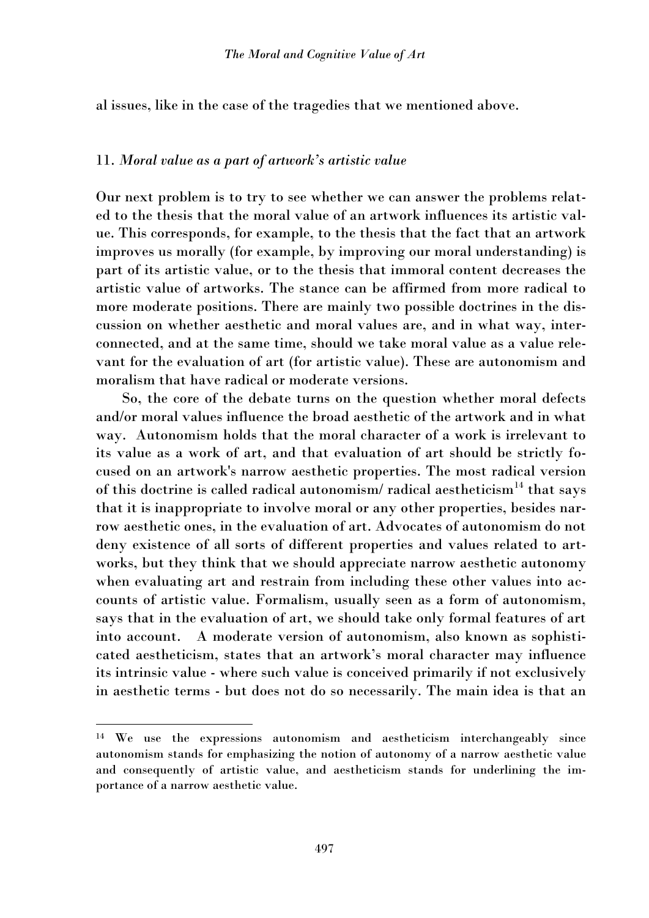al issues, like in the case of the tragedies that we mentioned above.

## 11. *Moral value as a part of artwork's artistic value*

Our next problem is to try to see whether we can answer the problems related to the thesis that the moral value of an artwork influences its artistic value. This corresponds, for example, to the thesis that the fact that an artwork improves us morally (for example, by improving our moral understanding) is part of its artistic value, or to the thesis that immoral content decreases the artistic value of artworks. The stance can be affirmed from more radical to more moderate positions. There are mainly two possible doctrines in the discussion on whether aesthetic and moral values are, and in what way, interconnected, and at the same time, should we take moral value as a value relevant for the evaluation of art (for artistic value). These are autonomism and moralism that have radical or moderate versions.

So, the core of the debate turns on the question whether moral defects and/or moral values influence the broad aesthetic of the artwork and in what way. Autonomism holds that the moral character of a work is irrelevant to its value as a work of art, and that evaluation of art should be strictly focused on an artwork's narrow aesthetic properties. The most radical version of this doctrine is called radical autonomism/ radical aestheticism[14] that says that it is inappropriate to involve moral or any other properties, besides narrow aesthetic ones, in the evaluation of art. Advocates of autonomism do not deny existence of all sorts of different properties and values related to artworks, but they think that we should appreciate narrow aesthetic autonomy when evaluating art and restrain from including these other values into accounts of artistic value. Formalism, usually seen as a form of autonomism, says that in the evaluation of art, we should take only formal features of art into account. A moderate version of autonomism, also known as sophisticated aestheticism, states that an artwork's moral character may influence its intrinsic value - where such value is conceived primarily if not exclusively in aesthetic terms - but does not do so necessarily. The main idea is that an

[14] We use the expressions autonomism and aestheticism interchangeably since autonomism stands for emphasizing the notion of autonomy of a narrow aesthetic value and consequently of artistic value, and aestheticism stands for underlining the importance of a narrow aesthetic value.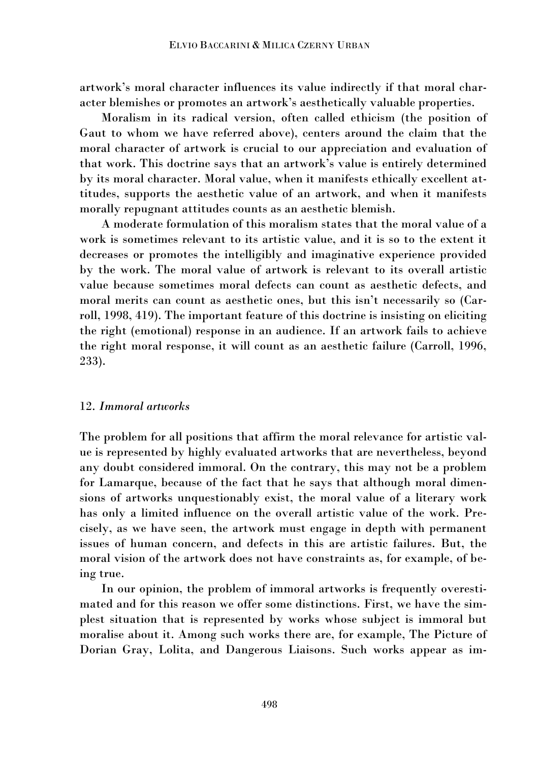artwork's moral character influences its value indirectly if that moral character blemishes or promotes an artwork's aesthetically valuable properties.

Moralism in its radical version, often called ethicism (the position of Gaut to whom we have referred above), centers around the claim that the moral character of artwork is crucial to our appreciation and evaluation of that work. This doctrine says that an artwork's value is entirely determined by its moral character. Moral value, when it manifests ethically excellent attitudes, supports the aesthetic value of an artwork, and when it manifests morally repugnant attitudes counts as an aesthetic blemish.

A moderate formulation of this moralism states that the moral value of a work is sometimes relevant to its artistic value, and it is so to the extent it decreases or promotes the intelligibly and imaginative experience provided by the work. The moral value of artwork is relevant to its overall artistic value because sometimes moral defects can count as aesthetic defects, and moral merits can count as aesthetic ones, but this isn't necessarily so (Carroll, 1998, 419). The important feature of this doctrine is insisting on eliciting the right (emotional) response in an audience. If an artwork fails to achieve the right moral response, it will count as an aesthetic failure (Carroll, 1996, 233).

## 12. *Immoral artworks*

The problem for all positions that affirm the moral relevance for artistic value is represented by highly evaluated artworks that are nevertheless, beyond any doubt considered immoral. On the contrary, this may not be a problem for Lamarque, because of the fact that he says that although moral dimensions of artworks unquestionably exist, the moral value of a literary work has only a limited influence on the overall artistic value of the work. Precisely, as we have seen, the artwork must engage in depth with permanent issues of human concern, and defects in this are artistic failures. But, the moral vision of the artwork does not have constraints as, for example, of being true.

In our opinion, the problem of immoral artworks is frequently overestimated and for this reason we offer some distinctions. First, we have the simplest situation that is represented by works whose subject is immoral but moralise about it. Among such works there are, for example, The Picture of Dorian Gray, Lolita, and Dangerous Liaisons. Such works appear as im-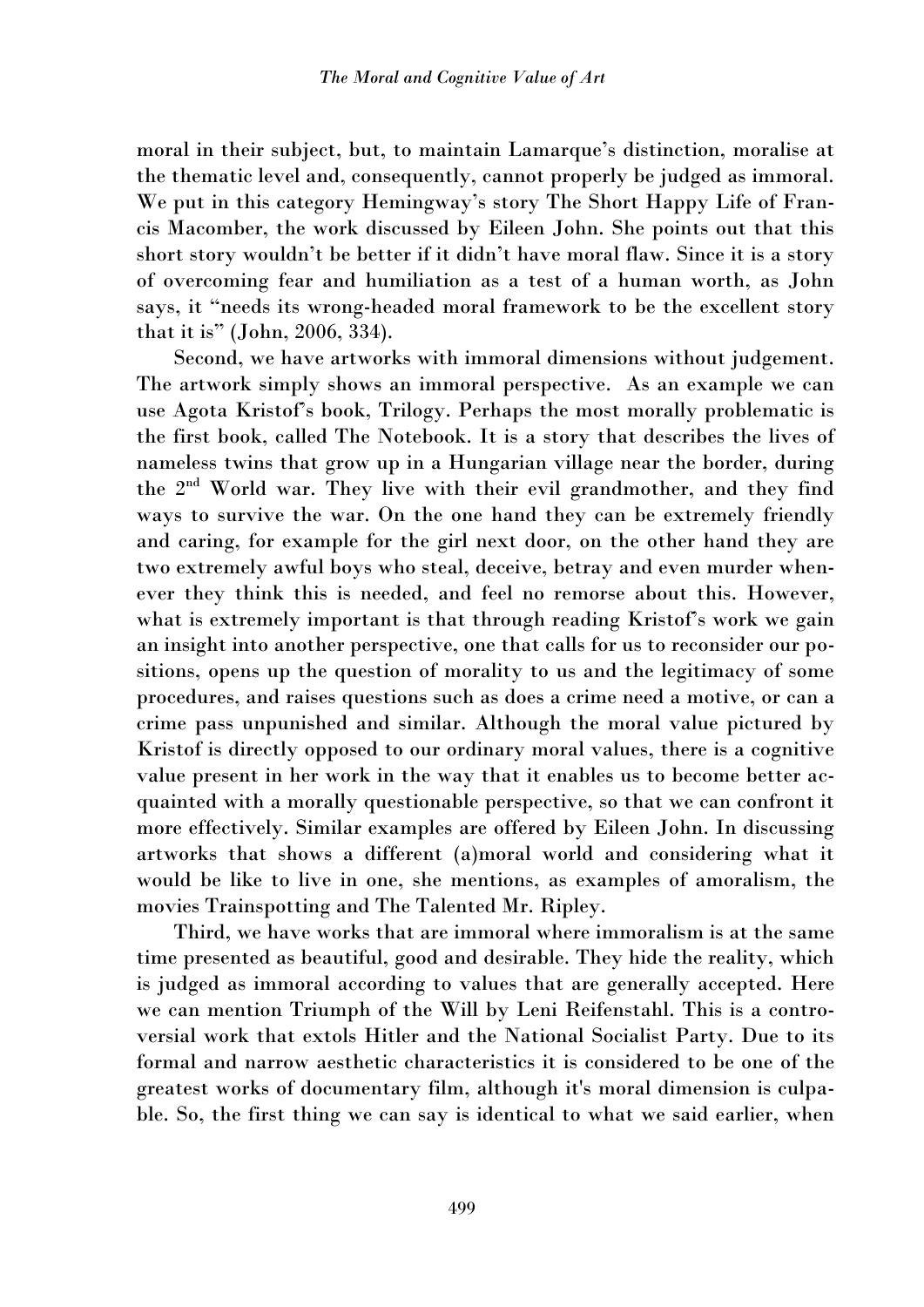moral in their subject, but, to maintain Lamarque's distinction, moralise at the thematic level and, consequently, cannot properly be judged as immoral. We put in this category Hemingway's story The Short Happy Life of Francis Macomber, the work discussed by Eileen John. She points out that this short story wouldn't be better if it didn't have moral flaw. Since it is a story of overcoming fear and humiliation as a test of a human worth, as John says, it "needs its wrong-headed moral framework to be the excellent story that it is" (John, 2006, 334).

Second, we have artworks with immoral dimensions without judgement. The artwork simply shows an immoral perspective. As an example we can use Agota Kristof's book, Trilogy. Perhaps the most morally problematic is the first book, called The Notebook. It is a story that describes the lives of nameless twins that grow up in a Hungarian village near the border, during the 2nd World war. They live with their evil grandmother, and they find ways to survive the war. On the one hand they can be extremely friendly and caring, for example for the girl next door, on the other hand they are two extremely awful boys who steal, deceive, betray and even murder whenever they think this is needed, and feel no remorse about this. However, what is extremely important is that through reading Kristof's work we gain an insight into another perspective, one that calls for us to reconsider our positions, opens up the question of morality to us and the legitimacy of some procedures, and raises questions such as does a crime need a motive, or can a crime pass unpunished and similar. Although the moral value pictured by Kristof is directly opposed to our ordinary moral values, there is a cognitive value present in her work in the way that it enables us to become better acquainted with a morally questionable perspective, so that we can confront it more effectively. Similar examples are offered by Eileen John. In discussing artworks that shows a different (a)moral world and considering what it would be like to live in one, she mentions, as examples of amoralism, the movies Trainspotting and The Talented Mr. Ripley.

Third, we have works that are immoral where immoralism is at the same time presented as beautiful, good and desirable. They hide the reality, which is judged as immoral according to values that are generally accepted. Here we can mention Triumph of the Will by Leni Reifenstahl. This is a controversial work that extols Hitler and the National Socialist Party. Due to its formal and narrow aesthetic characteristics it is considered to be one of the greatest works of documentary film, although it's moral dimension is culpable. So, the first thing we can say is identical to what we said earlier, when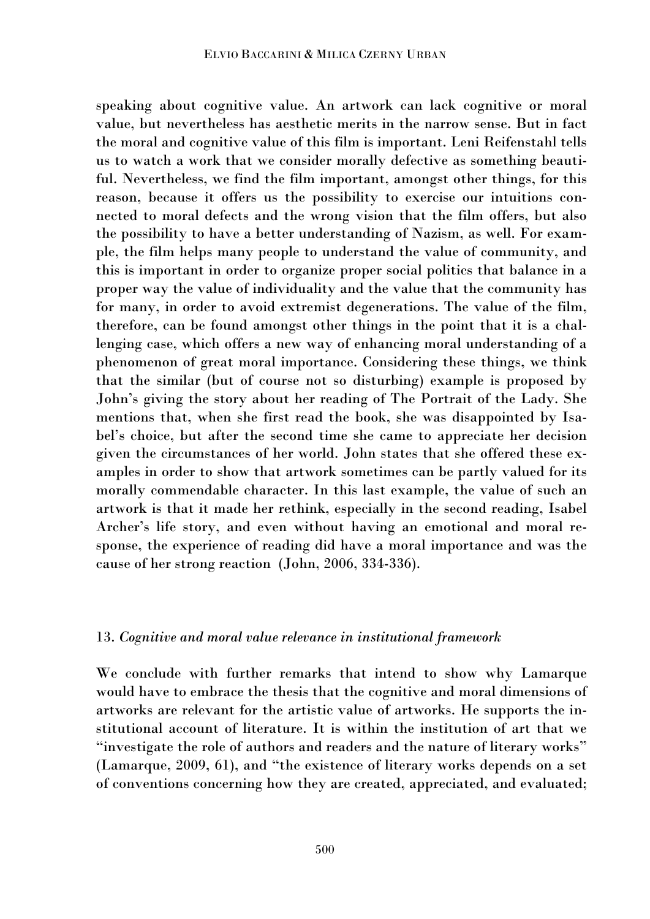speaking about cognitive value. An artwork can lack cognitive or moral value, but nevertheless has aesthetic merits in the narrow sense. But in fact the moral and cognitive value of this film is important. Leni Reifenstahl tells us to watch a work that we consider morally defective as something beautiful. Nevertheless, we find the film important, amongst other things, for this reason, because it offers us the possibility to exercise our intuitions connected to moral defects and the wrong vision that the film offers, but also the possibility to have a better understanding of Nazism, as well. For example, the film helps many people to understand the value of community, and this is important in order to organize proper social politics that balance in a proper way the value of individuality and the value that the community has for many, in order to avoid extremist degenerations. The value of the film, therefore, can be found amongst other things in the point that it is a challenging case, which offers a new way of enhancing moral understanding of a phenomenon of great moral importance. Considering these things, we think that the similar (but of course not so disturbing) example is proposed by John's giving the story about her reading of The Portrait of the Lady. She mentions that, when she first read the book, she was disappointed by Isabel's choice, but after the second time she came to appreciate her decision given the circumstances of her world. John states that she offered these examples in order to show that artwork sometimes can be partly valued for its morally commendable character. In this last example, the value of such an artwork is that it made her rethink, especially in the second reading, Isabel Archer's life story, and even without having an emotional and moral response, the experience of reading did have a moral importance and was the cause of her strong reaction (John, 2006, 334-336).

## 13. *Cognitive and moral value relevance in institutional framework*

We conclude with further remarks that intend to show why Lamarque would have to embrace the thesis that the cognitive and moral dimensions of artworks are relevant for the artistic value of artworks. He supports the institutional account of literature. It is within the institution of art that we "investigate the role of authors and readers and the nature of literary works" (Lamarque, 2009, 61), and "the existence of literary works depends on a set of conventions concerning how they are created, appreciated, and evaluated;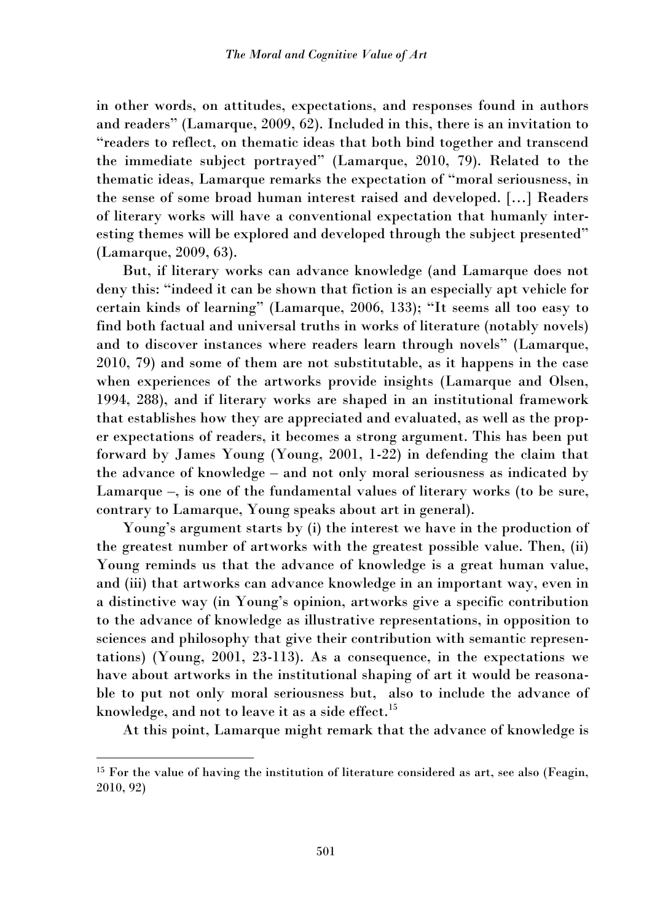in other words, on attitudes, expectations, and responses found in authors and readers" (Lamarque, 2009, 62). Included in this, there is an invitation to "readers to reflect, on thematic ideas that both bind together and transcend the immediate subject portrayed" (Lamarque, 2010, 79). Related to the thematic ideas, Lamarque remarks the expectation of "moral seriousness, in the sense of some broad human interest raised and developed. […] Readers of literary works will have a conventional expectation that humanly interesting themes will be explored and developed through the subject presented" (Lamarque, 2009, 63).

But, if literary works can advance knowledge (and Lamarque does not deny this: "indeed it can be shown that fiction is an especially apt vehicle for certain kinds of learning" (Lamarque, 2006, 133); "It seems all too easy to find both factual and universal truths in works of literature (notably novels) and to discover instances where readers learn through novels" (Lamarque, 2010, 79) and some of them are not substitutable, as it happens in the case when experiences of the artworks provide insights (Lamarque and Olsen, 1994, 288), and if literary works are shaped in an institutional framework that establishes how they are appreciated and evaluated, as well as the proper expectations of readers, it becomes a strong argument. This has been put forward by James Young (Young, 2001, 1-22) in defending the claim that the advance of knowledge – and not only moral seriousness as indicated by Lamarque –, is one of the fundamental values of literary works (to be sure, contrary to Lamarque, Young speaks about art in general).

Young's argument starts by (i) the interest we have in the production of the greatest number of artworks with the greatest possible value. Then, (ii) Young reminds us that the advance of knowledge is a great human value, and (iii) that artworks can advance knowledge in an important way, even in a distinctive way (in Young's opinion, artworks give a specific contribution to the advance of knowledge as illustrative representations, in opposition to sciences and philosophy that give their contribution with semantic representations) (Young, 2001, 23-113). As a consequence, in the expectations we have about artworks in the institutional shaping of art it would be reasonable to put not only moral seriousness but, also to include the advance of knowledge, and not to leave it as a side effect.[15]

At this point, Lamarque might remark that the advance of knowledge is

---

[15] For the value of having the institution of literature considered as art, see also (Feagin, 2010, 92)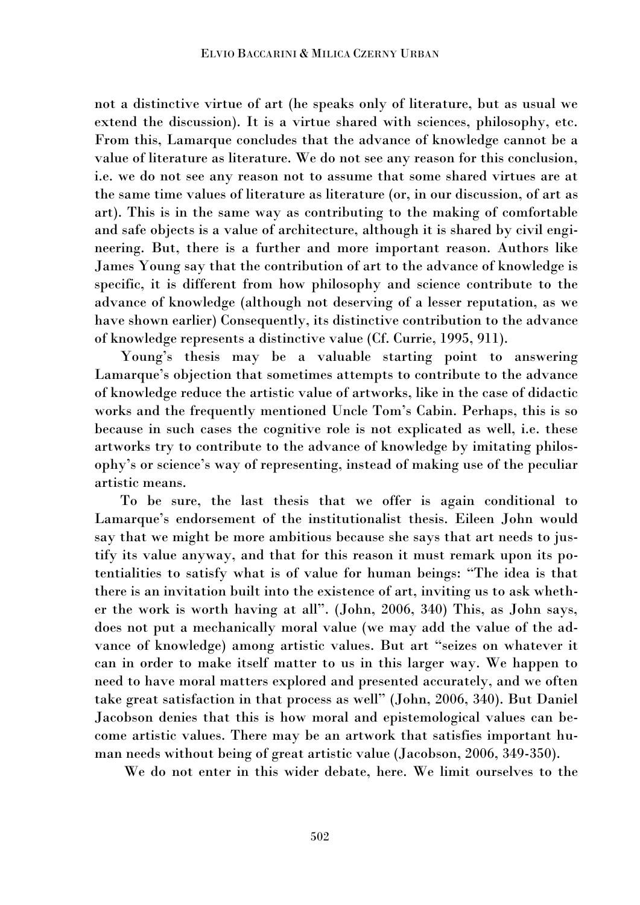not a distinctive virtue of art (he speaks only of literature, but as usual we extend the discussion). It is a virtue shared with sciences, philosophy, etc. From this, Lamarque concludes that the advance of knowledge cannot be a value of literature as literature. We do not see any reason for this conclusion, i.e. we do not see any reason not to assume that some shared virtues are at the same time values of literature as literature (or, in our discussion, of art as art). This is in the same way as contributing to the making of comfortable and safe objects is a value of architecture, although it is shared by civil engineering. But, there is a further and more important reason. Authors like James Young say that the contribution of art to the advance of knowledge is specific, it is different from how philosophy and science contribute to the advance of knowledge (although not deserving of a lesser reputation, as we have shown earlier) Consequently, its distinctive contribution to the advance of knowledge represents a distinctive value (Cf. Currie, 1995, 911).

Young's thesis may be a valuable starting point to answering Lamarque's objection that sometimes attempts to contribute to the advance of knowledge reduce the artistic value of artworks, like in the case of didactic works and the frequently mentioned Uncle Tom's Cabin. Perhaps, this is so because in such cases the cognitive role is not explicated as well, i.e. these artworks try to contribute to the advance of knowledge by imitating philosophy's or science's way of representing, instead of making use of the peculiar artistic means.

To be sure, the last thesis that we offer is again conditional to Lamarque's endorsement of the institutionalist thesis. Eileen John would say that we might be more ambitious because she says that art needs to justify its value anyway, and that for this reason it must remark upon its potentialities to satisfy what is of value for human beings: "The idea is that there is an invitation built into the existence of art, inviting us to ask whether the work is worth having at all". (John, 2006, 340) This, as John says, does not put a mechanically moral value (we may add the value of the advance of knowledge) among artistic values. But art "seizes on whatever it can in order to make itself matter to us in this larger way. We happen to need to have moral matters explored and presented accurately, and we often take great satisfaction in that process as well" (John, 2006, 340). But Daniel Jacobson denies that this is how moral and epistemological values can become artistic values. There may be an artwork that satisfies important human needs without being of great artistic value (Jacobson, 2006, 349-350).

We do not enter in this wider debate, here. We limit ourselves to the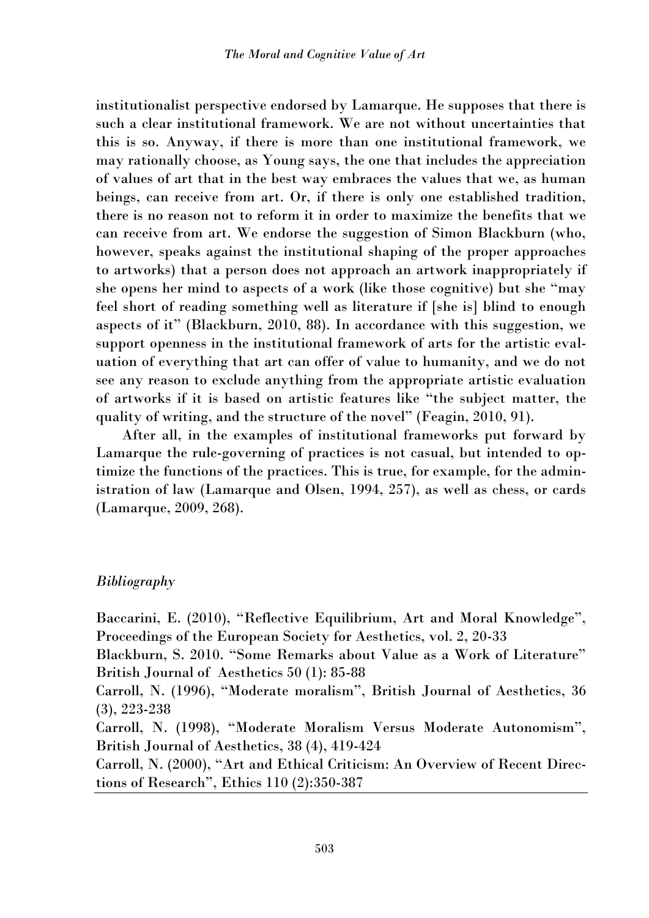institutionalist perspective endorsed by Lamarque. He supposes that there is such a clear institutional framework. We are not without uncertainties that this is so. Anyway, if there is more than one institutional framework, we may rationally choose, as Young says, the one that includes the appreciation of values of art that in the best way embraces the values that we, as human beings, can receive from art. Or, if there is only one established tradition, there is no reason not to reform it in order to maximize the benefits that we can receive from art. We endorse the suggestion of Simon Blackburn (who, however, speaks against the institutional shaping of the proper approaches to artworks) that a person does not approach an artwork inappropriately if she opens her mind to aspects of a work (like those cognitive) but she "may feel short of reading something well as literature if [she is] blind to enough aspects of it" (Blackburn, 2010, 88). In accordance with this suggestion, we support openness in the institutional framework of arts for the artistic evaluation of everything that art can offer of value to humanity, and we do not see any reason to exclude anything from the appropriate artistic evaluation of artworks if it is based on artistic features like "the subject matter, the quality of writing, and the structure of the novel" (Feagin, 2010, 91).

After all, in the examples of institutional frameworks put forward by Lamarque the rule-governing of practices is not casual, but intended to optimize the functions of the practices. This is true, for example, for the administration of law (Lamarque and Olsen, 1994, 257), as well as chess, or cards (Lamarque, 2009, 268).

## *Bibliography*

Baccarini, E. (2010), "Reflective Equilibrium, Art and Moral Knowledge", Proceedings of the European Society for Aesthetics, vol. 2, 20-33

Blackburn, S. 2010. "Some Remarks about Value as a Work of Literature" British Journal of Aesthetics 50 (1): 85-88

Carroll, N. (1996), "Moderate moralism", British Journal of Aesthetics, 36 (3), 223-238

Carroll, N. (1998), "Moderate Moralism Versus Moderate Autonomism", British Journal of Aesthetics, 38 (4), 419-424

Carroll, N. (2000), "Art and Ethical Criticism: An Overview of Recent Directions of Research", Ethics 110 (2):350-387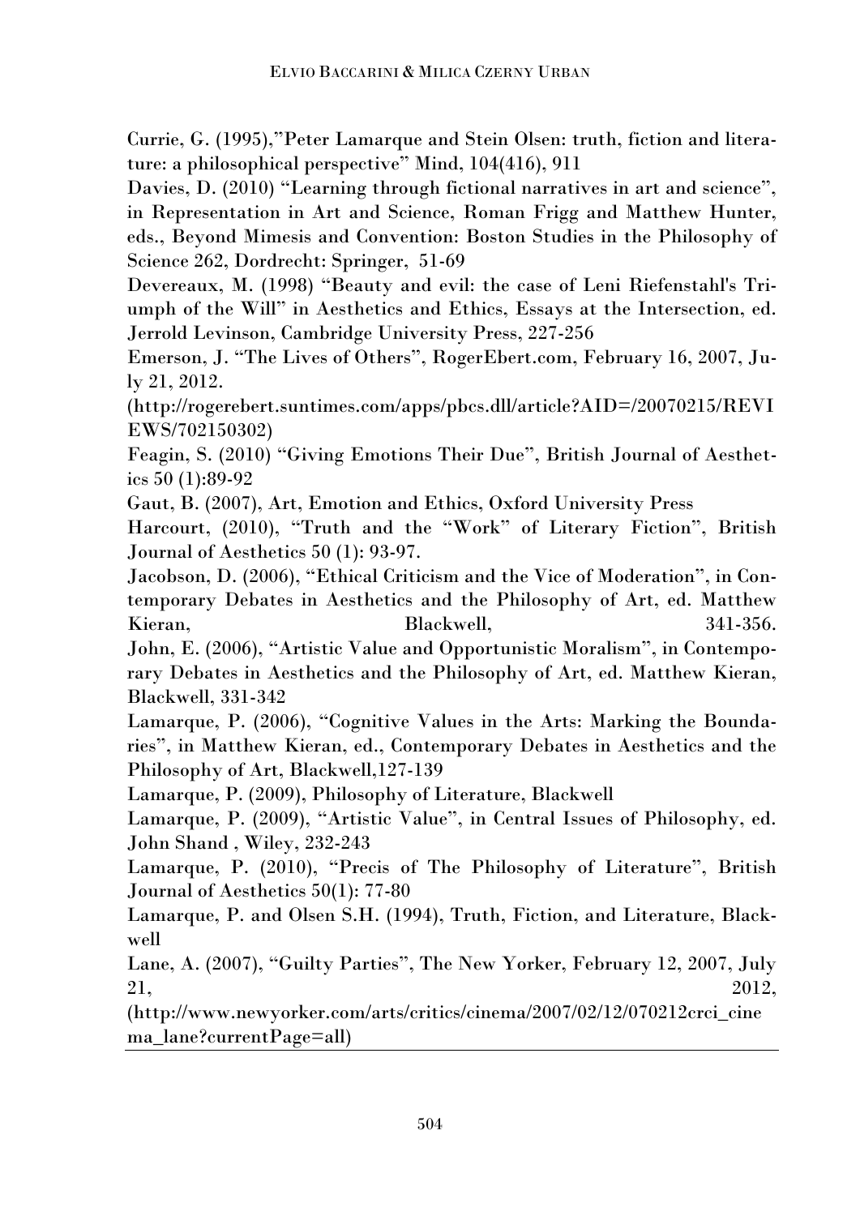Currie, G. (1995),"Peter Lamarque and Stein Olsen: truth, fiction and literature: a philosophical perspective" Mind, 104(416), 911

Davies, D. (2010) "Learning through fictional narratives in art and science", in Representation in Art and Science, Roman Frigg and Matthew Hunter, eds., Beyond Mimesis and Convention: Boston Studies in the Philosophy of Science 262, Dordrecht: Springer, 51-69

Devereaux, M. (1998) "Beauty and evil: the case of Leni Riefenstahl's Triumph of the Will" in Aesthetics and Ethics, Essays at the Intersection, ed. Jerrold Levinson, Cambridge University Press, 227-256

Emerson, J. "The Lives of Others", RogerEbert.com, February 16, 2007, July 21, 2012. (http://rogerebert.suntimes.com/apps/pbcs.dll/article?AID=/20070215/REVIEWS/702150302)

Feagin, S. (2010) "Giving Emotions Their Due", British Journal of Aesthetics 50 (1):89-92

Gaut, B. (2007), Art, Emotion and Ethics, Oxford University Press

Harcourt, (2010), "Truth and the "Work" of Literary Fiction", British Journal of Aesthetics 50 (1): 93-97.

Jacobson, D. (2006), "Ethical Criticism and the Vice of Moderation", in Contemporary Debates in Aesthetics and the Philosophy of Art, ed. Matthew Kieran, Blackwell, 341-356.

John, E. (2006), "Artistic Value and Opportunistic Moralism", in Contemporary Debates in Aesthetics and the Philosophy of Art, ed. Matthew Kieran, Blackwell, 331-342

Lamarque, P. (2006), "Cognitive Values in the Arts: Marking the Boundaries", in Matthew Kieran, ed., Contemporary Debates in Aesthetics and the Philosophy of Art, Blackwell,127-139

Lamarque, P. (2009), Philosophy of Literature, Blackwell

Lamarque, P. (2009), "Artistic Value", in Central Issues of Philosophy, ed. John Shand , Wiley, 232-243

Lamarque, P. (2010), "Precis of The Philosophy of Literature", British Journal of Aesthetics 50(1): 77-80

Lamarque, P. and Olsen S.H. (1994), Truth, Fiction, and Literature, Blackwell

Lane, A. (2007), "Guilty Parties", The New Yorker, February 12, 2007, July 21, 2012, (http://www.newyorker.com/arts/critics/cinema/2007/02/12/070212crci_cinema_lane?currentPage=all)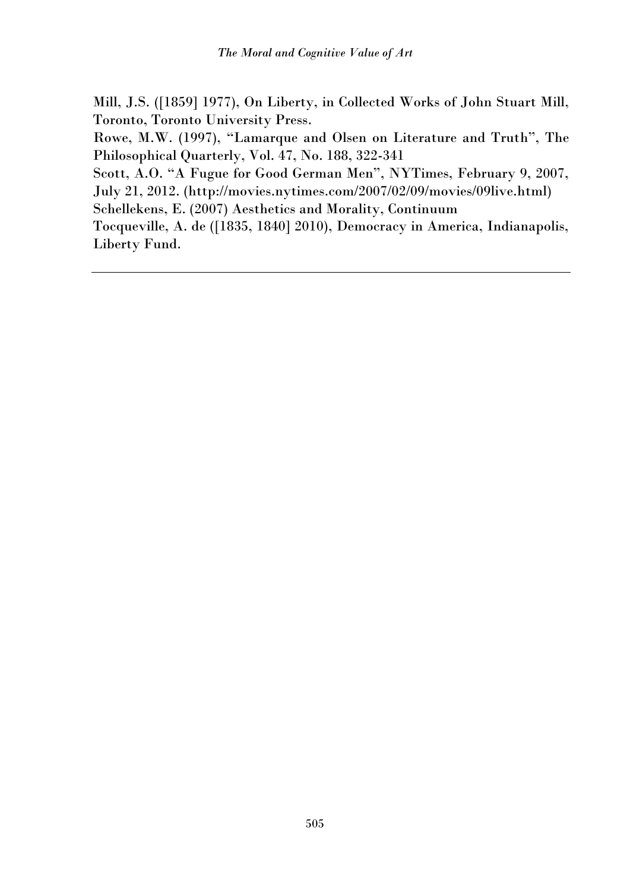Mill, J.S. ([1859] 1977), On Liberty, in Collected Works of John Stuart Mill, Toronto, Toronto University Press.

Rowe, M.W. (1997), "Lamarque and Olsen on Literature and Truth", The Philosophical Quarterly, Vol. 47, No. 188, 322-341

Scott, A.O. "A Fugue for Good German Men", NYTimes, February 9, 2007, July 21, 2012. (http://movies.nytimes.com/2007/02/09/movies/09live.html)

Schellekens, E. (2007) Aesthetics and Morality, Continuum

Tocqueville, A. de ([1835, 1840] 2010), Democracy in America, Indianapolis, Liberty Fund.